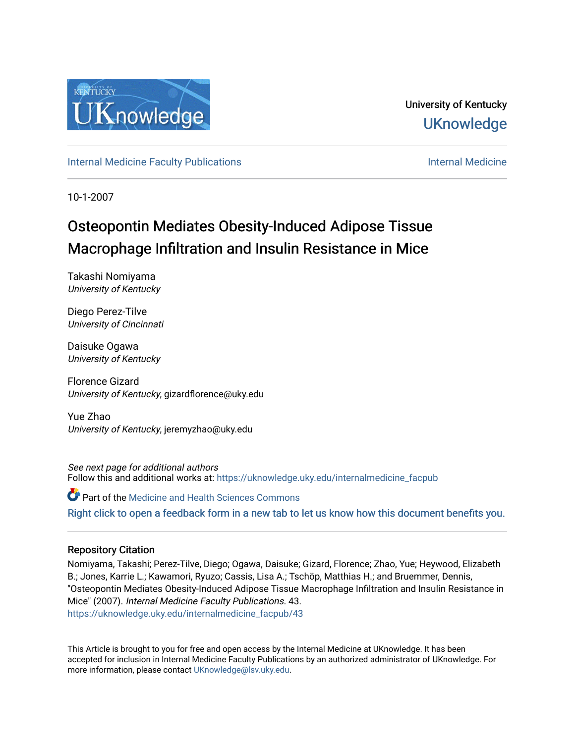University of Kentucky

UKnowledge

Internal Medicine Faculty Publications | Internal Medicine

10-1-2007

# Osteopontin Mediates Obesity-Induced Adipose Tissue Macrophage Infiltration and Insulin Resistance in Mice

Takashi Nomiyama
*University of Kentucky*

Diego Perez-Tilve
*University of Cincinnati*

Daisuke Ogawa
*University of Kentucky*

Florence Gizard
*University of Kentucky*, gizardflorence@uky.edu

Yue Zhao
*University of Kentucky*, jeremyzhao@uky.edu

*See next page for additional authors*

Follow this and additional works at: https://uknowledge.uky.edu/internalmedicine_facpub

Part of the Medicine and Health Sciences Commons

Right click to open a feedback form in a new tab to let us know how this document benefits you.

## Repository Citation

Nomiyama, Takashi; Perez-Tilve, Diego; Ogawa, Daisuke; Gizard, Florence; Zhao, Yue; Heywood, Elizabeth B.; Jones, Karrie L.; Kawamori, Ryuzo; Cassis, Lisa A.; Tschöp, Matthias H.; and Bruemmer, Dennis, "Osteopontin Mediates Obesity-Induced Adipose Tissue Macrophage Infiltration and Insulin Resistance in Mice" (2007). *Internal Medicine Faculty Publications*. 43.
https://uknowledge.uky.edu/internalmedicine_facpub/43

This Article is brought to you for free and open access by the Internal Medicine at UKnowledge. It has been accepted for inclusion in Internal Medicine Faculty Publications by an authorized administrator of UKnowledge. For more information, please contact UKnowledge@lsv.uky.edu.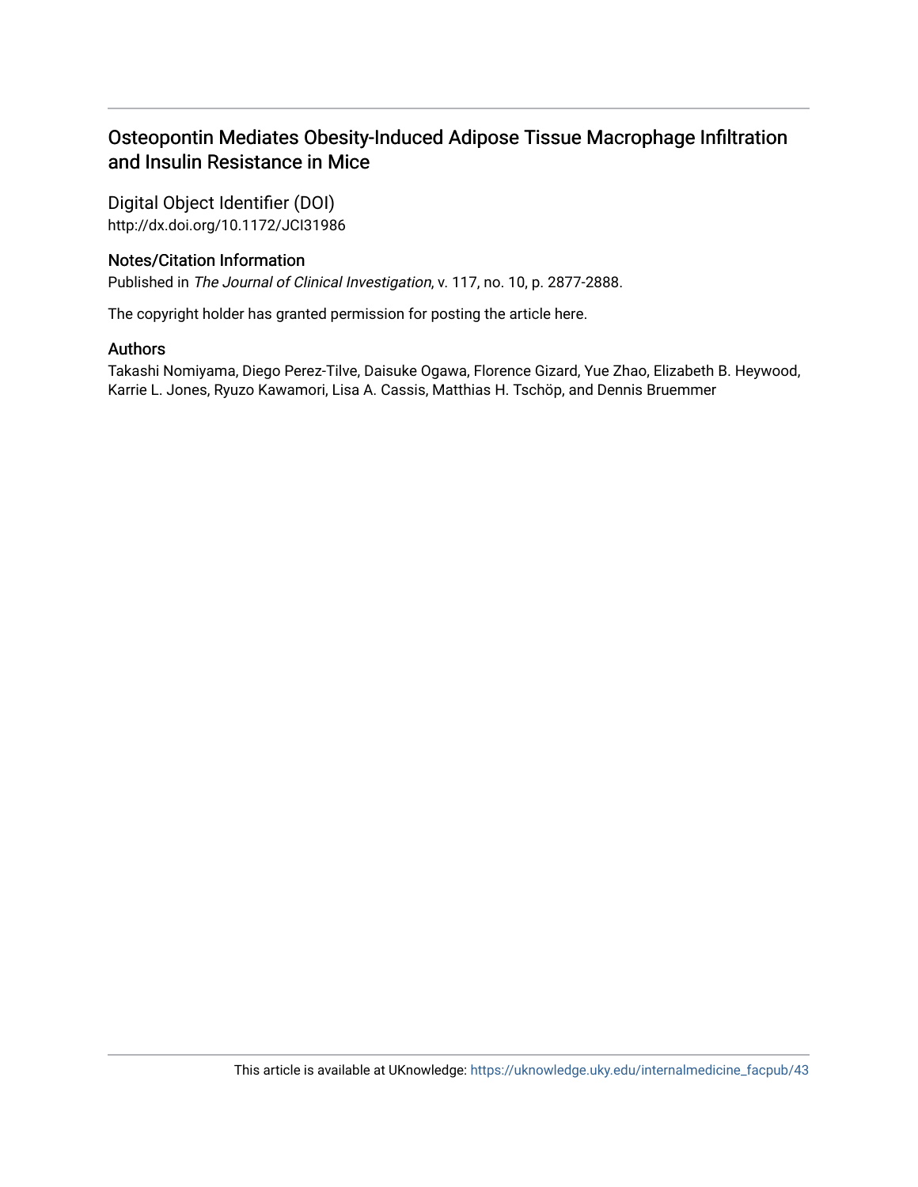# Osteopontin Mediates Obesity-Induced Adipose Tissue Macrophage Infiltration and Insulin Resistance in Mice

## Digital Object Identifier (DOI)

http://dx.doi.org/10.1172/JCI31986

## Notes/Citation Information

Published in *The Journal of Clinical Investigation*, v. 117, no. 10, p. 2877-2888.

The copyright holder has granted permission for posting the article here.

## Authors

Takashi Nomiyama, Diego Perez-Tilve, Daisuke Ogawa, Florence Gizard, Yue Zhao, Elizabeth B. Heywood, Karrie L. Jones, Ryuzo Kawamori, Lisa A. Cassis, Matthias H. Tschöp, and Dennis Bruemmer

This article is available at UKnowledge: https://uknowledge.uky.edu/internalmedicine_facpub/43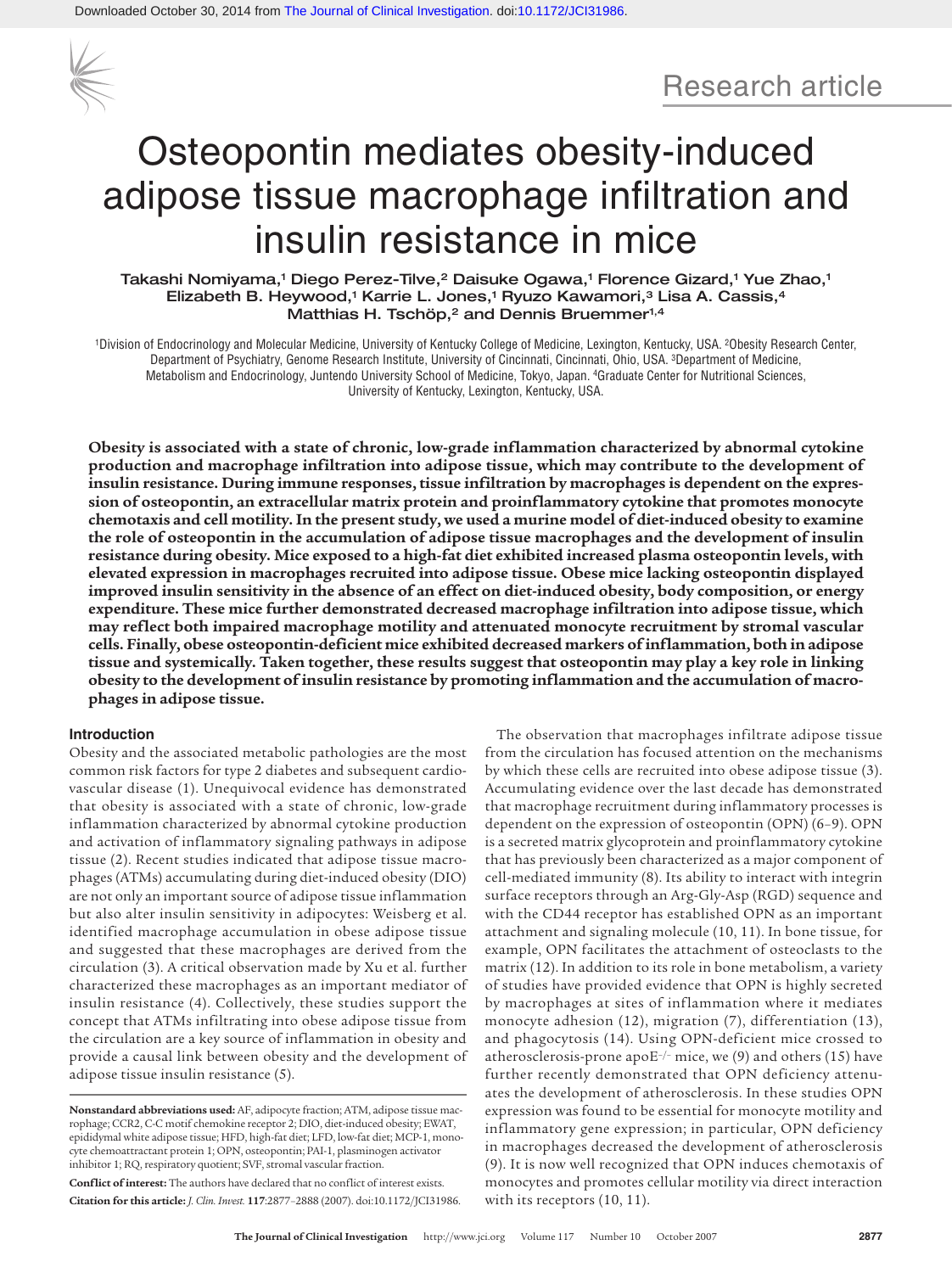# Osteopontin mediates obesity-induced adipose tissue macrophage infiltration and insulin resistance in mice

Takashi Nomiyama,[1] Diego Perez-Tilve,[2] Daisuke Ogawa,[1] Florence Gizard,[1] Yue Zhao,[1] Elizabeth B. Heywood,[1] Karrie L. Jones,[1] Ryuzo Kawamori,[3] Lisa A. Cassis,[4] Matthias H. Tschöp,[2] and Dennis Bruemmer[1,4]

[1]Division of Endocrinology and Molecular Medicine, University of Kentucky College of Medicine, Lexington, Kentucky, USA. [2]Obesity Research Center, Department of Psychiatry, Genome Research Institute, University of Cincinnati, Cincinnati, Ohio, USA. [3]Department of Medicine, Metabolism and Endocrinology, Juntendo University School of Medicine, Tokyo, Japan. [4]Graduate Center for Nutritional Sciences, University of Kentucky, Lexington, Kentucky, USA.

**Obesity is associated with a state of chronic, low-grade inflammation characterized by abnormal cytokine production and macrophage infiltration into adipose tissue, which may contribute to the development of insulin resistance. During immune responses, tissue infiltration by macrophages is dependent on the expression of osteopontin, an extracellular matrix protein and proinflammatory cytokine that promotes monocyte chemotaxis and cell motility. In the present study, we used a murine model of diet-induced obesity to examine the role of osteopontin in the accumulation of adipose tissue macrophages and the development of insulin resistance during obesity. Mice exposed to a high-fat diet exhibited increased plasma osteopontin levels, with elevated expression in macrophages recruited into adipose tissue. Obese mice lacking osteopontin displayed improved insulin sensitivity in the absence of an effect on diet-induced obesity, body composition, or energy expenditure. These mice further demonstrated decreased macrophage infiltration into adipose tissue, which may reflect both impaired macrophage motility and attenuated monocyte recruitment by stromal vascular cells. Finally, obese osteopontin-deficient mice exhibited decreased markers of inflammation, both in adipose tissue and systemically. Taken together, these results suggest that osteopontin may play a key role in linking obesity to the development of insulin resistance by promoting inflammation and the accumulation of macrophages in adipose tissue.**

## Introduction

Obesity and the associated metabolic pathologies are the most common risk factors for type 2 diabetes and subsequent cardiovascular disease (1). Unequivocal evidence has demonstrated that obesity is associated with a state of chronic, low-grade inflammation characterized by abnormal cytokine production and activation of inflammatory signaling pathways in adipose tissue (2). Recent studies indicated that adipose tissue macrophages (ATMs) accumulating during diet-induced obesity (DIO) are not only an important source of adipose tissue inflammation but also alter insulin sensitivity in adipocytes: Weisberg et al. identified macrophage accumulation in obese adipose tissue and suggested that these macrophages are derived from the circulation (3). A critical observation made by Xu et al. further characterized these macrophages as an important mediator of insulin resistance (4). Collectively, these studies support the concept that ATMs infiltrating into obese adipose tissue from the circulation are a key source of inflammation in obesity and provide a causal link between obesity and the development of adipose tissue insulin resistance (5).

The observation that macrophages infiltrate adipose tissue from the circulation has focused attention on the mechanisms by which these cells are recruited into obese adipose tissue (3). Accumulating evidence over the last decade has demonstrated that macrophage recruitment during inflammatory processes is dependent on the expression of osteopontin (OPN) (6–9). OPN is a secreted matrix glycoprotein and proinflammatory cytokine that has previously been characterized as a major component of cell-mediated immunity (8). Its ability to interact with integrin surface receptors through an Arg-Gly-Asp (RGD) sequence and with the CD44 receptor has established OPN as an important attachment and signaling molecule (10, 11). In bone tissue, for example, OPN facilitates the attachment of osteoclasts to the matrix (12). In addition to its role in bone metabolism, a variety of studies have provided evidence that OPN is highly secreted by macrophages at sites of inflammation where it mediates monocyte adhesion (12), migration (7), differentiation (13), and phagocytosis (14). Using OPN-deficient mice crossed to atherosclerosis-prone apoE$^{-/-}$ mice, we (9) and others (15) have further recently demonstrated that OPN deficiency attenuates the development of atherosclerosis. In these studies OPN expression was found to be essential for monocyte motility and inflammatory gene expression; in particular, OPN deficiency in macrophages decreased the development of atherosclerosis (9). It is now well recognized that OPN induces chemotaxis of monocytes and promotes cellular motility via direct interaction with its receptors (10, 11).

**Nonstandard abbreviations used:** AF, adipocyte fraction; ATM, adipose tissue macrophage; CCR2, C-C motif chemokine receptor 2; DIO, diet-induced obesity; EWAT, epididymal white adipose tissue; HFD, high-fat diet; LFD, low-fat diet; MCP-1, monocyte chemoattractant protein 1; OPN, osteopontin; PAI-1, plasminogen activator inhibitor 1; RQ, respiratory quotient; SVF, stromal vascular fraction.

**Conflict of interest:** The authors have declared that no conflict of interest exists.

**Citation for this article:** *J. Clin. Invest.* **117**:2877–2888 (2007). doi:10.1172/JCI31986.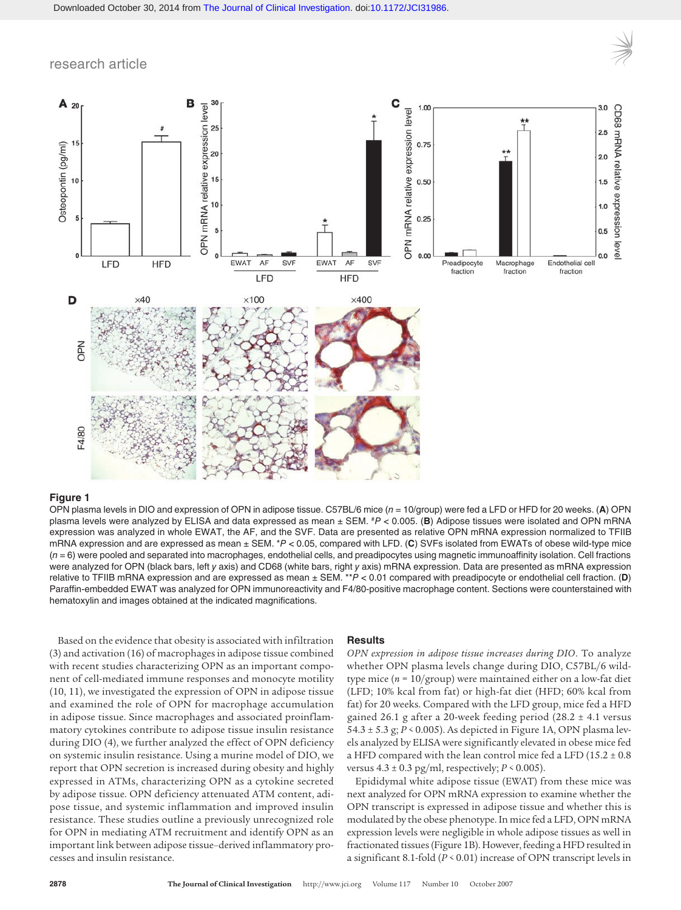**Figure 1**

OPN plasma levels in DIO and expression of OPN in adipose tissue. C57BL/6 mice ($n$ = 10/group) were fed a LFD or HFD for 20 weeks. (**A**) OPN plasma levels were analyzed by ELISA and data expressed as mean ± SEM. #$P$ < 0.005. (**B**) Adipose tissues were isolated and OPN mRNA expression was analyzed in whole EWAT, the AF, and the SVF. Data are presented as relative OPN mRNA expression normalized to TFIIB mRNA expression and are expressed as mean ± SEM. *$P$ < 0.05, compared with LFD. (**C**) SVFs isolated from EWATs of obese wild-type mice ($n$ = 6) were pooled and separated into macrophages, endothelial cells, and preadipocytes using magnetic immunoaffinity isolation. Cell fractions were analyzed for OPN (black bars, left $y$ axis) and CD68 (white bars, right $y$ axis) mRNA expression. Data are presented as mRNA expression relative to TFIIB mRNA expression and are expressed as mean ± SEM. **$P$ < 0.01 compared with preadipocyte or endothelial cell fraction. (**D**) Paraffin-embedded EWAT was analyzed for OPN immunoreactivity and F4/80-positive macrophage content. Sections were counterstained with hematoxylin and images obtained at the indicated magnifications.

Based on the evidence that obesity is associated with infiltration (3) and activation (16) of macrophages in adipose tissue combined with recent studies characterizing OPN as an important component of cell-mediated immune responses and monocyte motility (10, 11), we investigated the expression of OPN in adipose tissue and examined the role of OPN for macrophage accumulation in adipose tissue. Since macrophages and associated proinflammatory cytokines contribute to adipose tissue insulin resistance during DIO (4), we further analyzed the effect of OPN deficiency on systemic insulin resistance. Using a murine model of DIO, we report that OPN secretion is increased during obesity and highly expressed in ATMs, characterizing OPN as a cytokine secreted by adipose tissue. OPN deficiency attenuated ATM content, adipose tissue, and systemic inflammation and improved insulin resistance. These studies outline a previously unrecognized role for OPN in mediating ATM recruitment and identify OPN as an important link between adipose tissue–derived inflammatory processes and insulin resistance.

## Results

*OPN expression in adipose tissue increases during DIO.* To analyze whether OPN plasma levels change during DIO, C57BL/6 wild-type mice ($n$ = 10/group) were maintained either on a low-fat diet (LFD; 10% kcal from fat) or high-fat diet (HFD; 60% kcal from fat) for 20 weeks. Compared with the LFD group, mice fed a HFD gained 26.1 g after a 20-week feeding period (28.2 ± 4.1 versus 54.3 ± 5.3 g; $P$ < 0.005). As depicted in Figure 1A, OPN plasma levels analyzed by ELISA were significantly elevated in obese mice fed a HFD compared with the lean control mice fed a LFD (15.2 ± 0.8 versus 4.3 ± 0.3 pg/ml, respectively; $P$ < 0.005).

Epididymal white adipose tissue (EWAT) from these mice was next analyzed for OPN mRNA expression to examine whether the OPN transcript is expressed in adipose tissue and whether this is modulated by the obese phenotype. In mice fed a LFD, OPN mRNA expression levels were negligible in whole adipose tissues as well in fractionated tissues (Figure 1B). However, feeding a HFD resulted in a significant 8.1-fold ($P$ < 0.01) increase of OPN transcript levels in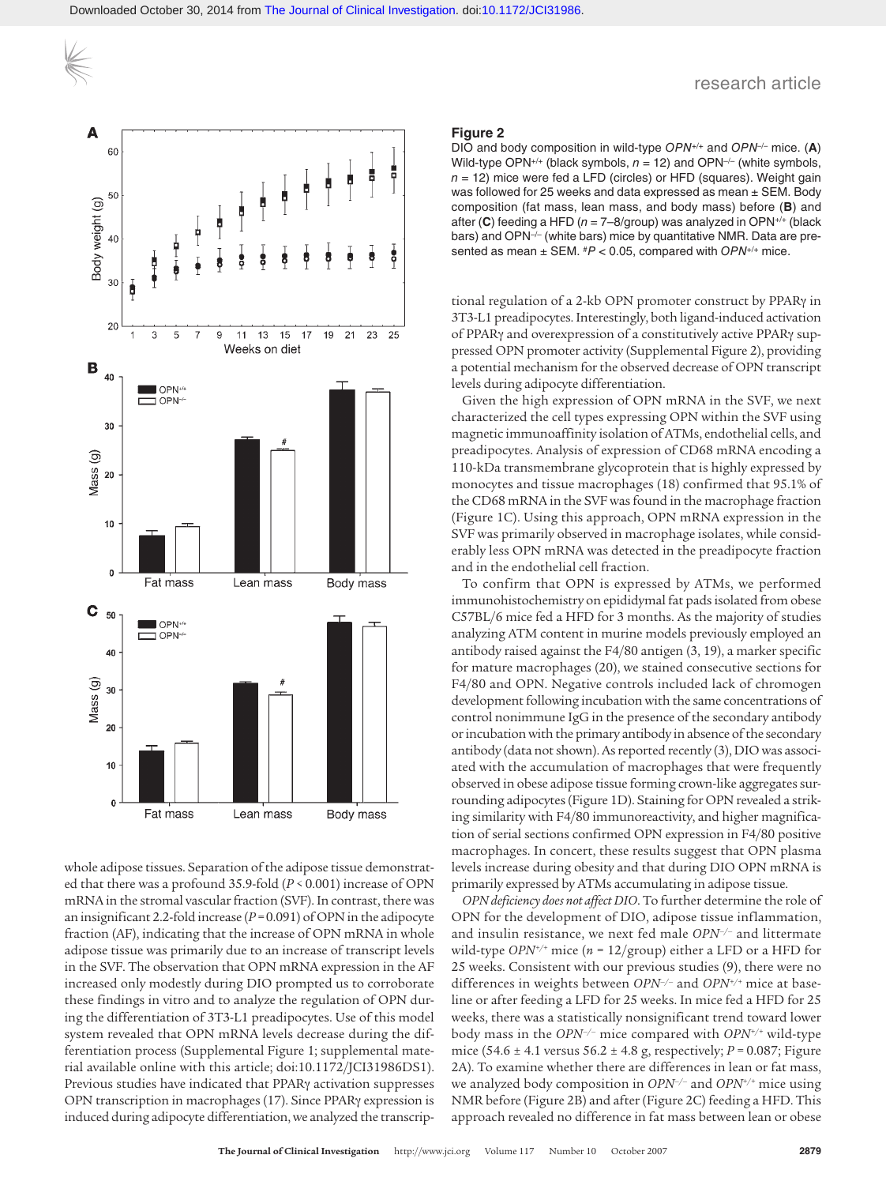**Figure 2**

DIO and body composition in wild-type *OPN*$^{+/+}$ and *OPN*$^{-/-}$ mice. (**A**) Wild-type OPN$^{+/+}$ (black symbols, $n$ = 12) and OPN$^{-/-}$ (white symbols, $n$ = 12) mice were fed a LFD (circles) or HFD (squares). Weight gain was followed for 25 weeks and data expressed as mean ± SEM. Body composition (fat mass, lean mass, and body mass) before (**B**) and after (**C**) feeding a HFD ($n$ = 7–8/group) was analyzed in OPN$^{+/+}$ (black bars) and OPN$^{-/-}$ (white bars) mice by quantitative NMR. Data are presented as mean ± SEM. #$P$ < 0.05, compared with *OPN*$^{+/+}$ mice.

whole adipose tissues. Separation of the adipose tissue demonstrated that there was a profound 35.9-fold ($P$ < 0.001) increase of OPN mRNA in the stromal vascular fraction (SVF). In contrast, there was an insignificant 2.2-fold increase ($P$ = 0.091) of OPN in the adipocyte fraction (AF), indicating that the increase of OPN mRNA in whole adipose tissue was primarily due to an increase of transcript levels in the SVF. The observation that OPN mRNA expression in the AF increased only modestly during DIO prompted us to corroborate these findings in vitro and to analyze the regulation of OPN during the differentiation of 3T3-L1 preadipocytes. Use of this model system revealed that OPN mRNA levels decrease during the differentiation process (Supplemental Figure 1; supplemental material available online with this article; doi:10.1172/JCI31986DS1). Previous studies have indicated that PPARγ activation suppresses OPN transcription in macrophages (17). Since PPARγ expression is induced during adipocyte differentiation, we analyzed the transcriptional regulation of a 2-kb OPN promoter construct by PPARγ in 3T3-L1 preadipocytes. Interestingly, both ligand-induced activation of PPARγ and overexpression of a constitutively active PPARγ suppressed OPN promoter activity (Supplemental Figure 2), providing a potential mechanism for the observed decrease of OPN transcript levels during adipocyte differentiation.

Given the high expression of OPN mRNA in the SVF, we next characterized the cell types expressing OPN within the SVF using magnetic immunoaffinity isolation of ATMs, endothelial cells, and preadipocytes. Analysis of expression of CD68 mRNA encoding a 110-kDa transmembrane glycoprotein that is highly expressed by monocytes and tissue macrophages (18) confirmed that 95.1% of the CD68 mRNA in the SVF was found in the macrophage fraction (Figure 1C). Using this approach, OPN mRNA expression in the SVF was primarily observed in macrophage isolates, while considerably less OPN mRNA was detected in the preadipocyte fraction and in the endothelial cell fraction.

To confirm that OPN is expressed by ATMs, we performed immunohistochemistry on epididymal fat pads isolated from obese C57BL/6 mice fed a HFD for 3 months. As the majority of studies analyzing ATM content in murine models previously employed an antibody raised against the F4/80 antigen (3, 19), a marker specific for mature macrophages (20), we stained consecutive sections for F4/80 and OPN. Negative controls included lack of chromogen development following incubation with the same concentrations of control nonimmune IgG in the presence of the secondary antibody or incubation with the primary antibody in absence of the secondary antibody (data not shown). As reported recently (3), DIO was associated with the accumulation of macrophages that were frequently observed in obese adipose tissue forming crown-like aggregates surrounding adipocytes (Figure 1D). Staining for OPN revealed a striking similarity with F4/80 immunoreactivity, and higher magnification of serial sections confirmed OPN expression in F4/80 positive macrophages. In concert, these results suggest that OPN plasma levels increase during obesity and that during DIO OPN mRNA is primarily expressed by ATMs accumulating in adipose tissue.

*OPN deficiency does not affect DIO.* To further determine the role of OPN for the development of DIO, adipose tissue inflammation, and insulin resistance, we next fed male *OPN*$^{-/-}$ and littermate wild-type *OPN*$^{+/+}$ mice ($n$ = 12/group) either a LFD or a HFD for 25 weeks. Consistent with our previous studies (9), there were no differences in weights between *OPN*$^{-/-}$ and *OPN*$^{+/+}$ mice at baseline or after feeding a LFD for 25 weeks. In mice fed a HFD for 25 weeks, there was a statistically nonsignificant trend toward lower body mass in the *OPN*$^{-/-}$ mice compared with *OPN*$^{+/+}$ wild-type mice (54.6 ± 4.1 versus 56.2 ± 4.8 g, respectively; $P$ = 0.087; Figure 2A). To examine whether there are differences in lean or fat mass, we analyzed body composition in *OPN*$^{-/-}$ and *OPN*$^{+/+}$ mice using NMR before (Figure 2B) and after (Figure 2C) feeding a HFD. This approach revealed no difference in fat mass between lean or obese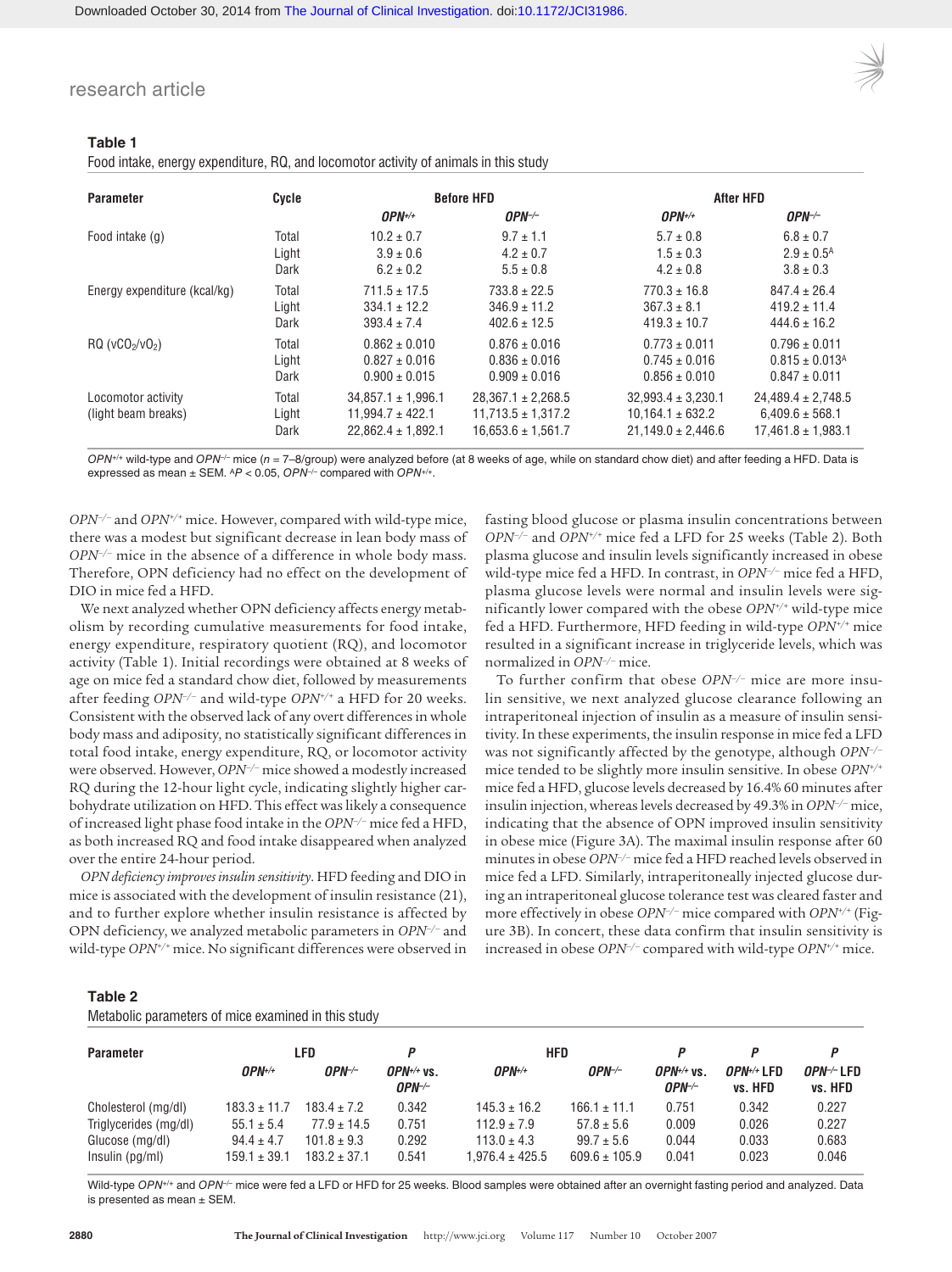**Table 1**
Food intake, energy expenditure, RQ, and locomotor activity of animals in this study

| Parameter | Cycle | Before HFD | | After HFD | |
|---|---|---|---|---|---|
| | | *OPN*$^{+/+}$ | *OPN*$^{-/-}$ | *OPN*$^{+/+}$ | *OPN*$^{-/-}$ |
| Food intake (g) | Total | 10.2 ± 0.7 | 9.7 ± 1.1 | 5.7 ± 0.8 | 6.8 ± 0.7 |
| | Light | 3.9 ± 0.6 | 4.2 ± 0.7 | 1.5 ± 0.3 | 2.9 ± 0.5[A] |
| | Dark | 6.2 ± 0.2 | 5.5 ± 0.8 | 4.2 ± 0.8 | 3.8 ± 0.3 |
| Energy expenditure (kcal/kg) | Total | 711.5 ± 17.5 | 733.8 ± 22.5 | 770.3 ± 16.8 | 847.4 ± 26.4 |
| | Light | 334.1 ± 12.2 | 346.9 ± 11.2 | 367.3 ± 8.1 | 419.2 ± 11.4 |
| | Dark | 393.4 ± 7.4 | 402.6 ± 12.5 | 419.3 ± 10.7 | 444.6 ± 16.2 |
| RQ ($vCO_2/vO_2$) | Total | 0.862 ± 0.010 | 0.876 ± 0.016 | 0.773 ± 0.011 | 0.796 ± 0.011 |
| | Light | 0.827 ± 0.016 | 0.836 ± 0.016 | 0.745 ± 0.016 | 0.815 ± 0.013[A] |
| | Dark | 0.900 ± 0.015 | 0.909 ± 0.016 | 0.856 ± 0.010 | 0.847 ± 0.011 |
| Locomotor activity (light beam breaks) | Total | 34,857.1 ± 1,996.1 | 28,367.1 ± 2,268.5 | 32,993.4 ± 3,230.1 | 24,489.4 ± 2,748.5 |
| | Light | 11,994.7 ± 422.1 | 11,713.5 ± 1,317.2 | 10,164.1 ± 632.2 | 6,409.6 ± 568.1 |
| | Dark | 22,862.4 ± 1,892.1 | 16,653.6 ± 1,561.7 | 21,149.0 ± 2,446.6 | 17,461.8 ± 1,983.1 |

*OPN*$^{+/+}$ wild-type and *OPN*$^{-/-}$ mice ($n$ = 7–8/group) were analyzed before (at 8 weeks of age, while on standard chow diet) and after feeding a HFD. Data is expressed as mean ± SEM. [A]$P < 0.05$, *OPN*$^{-/-}$ compared with *OPN*$^{+/+}$.

*OPN*$^{-/-}$ and *OPN*$^{+/+}$ mice. However, compared with wild-type mice, there was a modest but significant decrease in lean body mass of *OPN*$^{-/-}$ mice in the absence of a difference in whole body mass. Therefore, OPN deficiency had no effect on the development of DIO in mice fed a HFD.

We next analyzed whether OPN deficiency affects energy metabolism by recording cumulative measurements for food intake, energy expenditure, respiratory quotient (RQ), and locomotor activity (Table 1). Initial recordings were obtained at 8 weeks of age on mice fed a standard chow diet, followed by measurements after feeding *OPN*$^{-/-}$ and wild-type *OPN*$^{+/+}$ a HFD for 20 weeks. Consistent with the observed lack of any overt differences in whole body mass and adiposity, no statistically significant differences in total food intake, energy expenditure, RQ, or locomotor activity were observed. However, *OPN*$^{-/-}$ mice showed a modestly increased RQ during the 12-hour light cycle, indicating slightly higher carbohydrate utilization on HFD. This effect was likely a consequence of increased light phase food intake in the *OPN*$^{-/-}$ mice fed a HFD, as both increased RQ and food intake disappeared when analyzed over the entire 24-hour period.

*OPN deficiency improves insulin sensitivity.* HFD feeding and DIO in mice is associated with the development of insulin resistance (21), and to further explore whether insulin resistance is affected by OPN deficiency, we analyzed metabolic parameters in *OPN*$^{-/-}$ and wild-type *OPN*$^{+/+}$ mice. No significant differences were observed in fasting blood glucose or plasma insulin concentrations between *OPN*$^{-/-}$ and *OPN*$^{+/+}$ mice fed a LFD for 25 weeks (Table 2). Both plasma glucose and insulin levels significantly increased in obese wild-type mice fed a HFD. In contrast, in *OPN*$^{-/-}$ mice fed a HFD, plasma glucose levels were normal and insulin levels were significantly lower compared with the obese *OPN*$^{+/+}$ wild-type mice fed a HFD. Furthermore, HFD feeding in wild-type *OPN*$^{+/+}$ mice resulted in a significant increase in triglyceride levels, which was normalized in *OPN*$^{-/-}$ mice.

To further confirm that obese *OPN*$^{-/-}$ mice are more insulin sensitive, we next analyzed glucose clearance following an intraperitoneal injection of insulin as a measure of insulin sensitivity. In these experiments, the insulin response in mice fed a LFD was not significantly affected by the genotype, although *OPN*$^{-/-}$ mice tended to be slightly more insulin sensitive. In obese *OPN*$^{+/+}$ mice fed a HFD, glucose levels decreased by 16.4% 60 minutes after insulin injection, whereas levels decreased by 49.3% in *OPN*$^{-/-}$ mice, indicating that the absence of OPN improved insulin sensitivity in obese mice (Figure 3A). The maximal insulin response after 60 minutes in obese *OPN*$^{-/-}$ mice fed a HFD reached levels observed in mice fed a LFD. Similarly, intraperitoneally injected glucose during an intraperitoneal glucose tolerance test was cleared faster and more effectively in obese *OPN*$^{-/-}$ mice compared with *OPN*$^{+/+}$ (Figure 3B). In concert, these data confirm that insulin sensitivity is increased in obese *OPN*$^{-/-}$ compared with wild-type *OPN*$^{+/+}$ mice.

**Table 2**
Metabolic parameters of mice examined in this study

| Parameter | LFD | | *P* | HFD | | *P* | *P* | *P* |
|---|---|---|---|---|---|---|---|---|
| | *OPN*$^{+/+}$ | *OPN*$^{-/-}$ | *OPN*$^{+/+}$ vs. *OPN*$^{-/-}$ | *OPN*$^{+/+}$ | *OPN*$^{-/-}$ | *OPN*$^{+/+}$ vs. *OPN*$^{-/-}$ | *OPN*$^{+/+}$ LFD vs. HFD | *OPN*$^{-/-}$ LFD vs. HFD |
| Cholesterol (mg/dl) | 183.3 ± 11.7 | 183.4 ± 7.2 | 0.342 | 145.3 ± 16.2 | 166.1 ± 11.1 | 0.751 | 0.342 | 0.227 |
| Triglycerides (mg/dl) | 55.1 ± 5.4 | 77.9 ± 14.5 | 0.751 | 112.9 ± 7.9 | 57.8 ± 5.6 | 0.009 | 0.026 | 0.227 |
| Glucose (mg/dl) | 94.4 ± 4.7 | 101.8 ± 9.3 | 0.292 | 113.0 ± 4.3 | 99.7 ± 5.6 | 0.044 | 0.033 | 0.683 |
| Insulin (pg/ml) | 159.1 ± 39.1 | 183.2 ± 37.1 | 0.541 | 1,976.4 ± 425.5 | 609.6 ± 105.9 | 0.041 | 0.023 | 0.046 |

Wild-type *OPN*$^{+/+}$ and *OPN*$^{-/-}$ mice were fed a LFD or HFD for 25 weeks. Blood samples were obtained after an overnight fasting period and analyzed. Data is presented as mean ± SEM.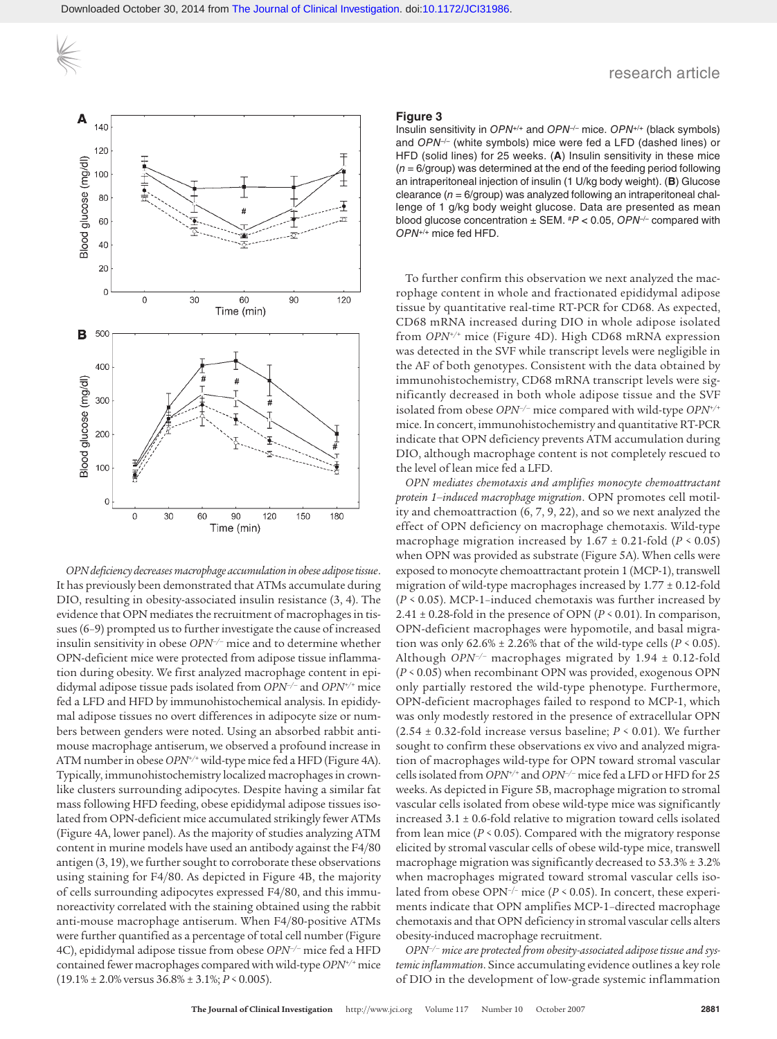**Figure 3**

Insulin sensitivity in $OPN^{+/+}$ and $OPN^{-/-}$ mice. $OPN^{+/+}$ (black symbols) and $OPN^{-/-}$ (white symbols) mice were fed a LFD (dashed lines) or HFD (solid lines) for 25 weeks. (**A**) Insulin sensitivity in these mice ($n$ = 6/group) was determined at the end of the feeding period following an intraperitoneal injection of insulin (1 U/kg body weight). (**B**) Glucose clearance ($n$ = 6/group) was analyzed following an intraperitoneal challenge of 1 g/kg body weight glucose. Data are presented as mean blood glucose concentration ± SEM. #$P$ < 0.05, $OPN^{-/-}$ compared with $OPN^{+/+}$ mice fed HFD.

*OPN deficiency decreases macrophage accumulation in obese adipose tissue*. It has previously been demonstrated that ATMs accumulate during DIO, resulting in obesity-associated insulin resistance (3, 4). The evidence that OPN mediates the recruitment of macrophages in tissues (6–9) prompted us to further investigate the cause of increased insulin sensitivity in obese $OPN^{-/-}$ mice and to determine whether OPN-deficient mice were protected from adipose tissue inflammation during obesity. We first analyzed macrophage content in epididymal adipose tissue pads isolated from $OPN^{-/-}$ and $OPN^{+/+}$ mice fed a LFD and HFD by immunohistochemical analysis. In epididymal adipose tissues no overt differences in adipocyte size or numbers between genders were noted. Using an absorbed rabbit anti-mouse macrophage antiserum, we observed a profound increase in ATM number in obese $OPN^{+/+}$ wild-type mice fed a HFD (Figure 4A). Typically, immunohistochemistry localized macrophages in crown-like clusters surrounding adipocytes. Despite having a similar fat mass following HFD feeding, obese epididymal adipose tissues isolated from OPN-deficient mice accumulated strikingly fewer ATMs (Figure 4A, lower panel). As the majority of studies analyzing ATM content in murine models have used an antibody against the F4/80 antigen (3, 19), we further sought to corroborate these observations using staining for F4/80. As depicted in Figure 4B, the majority of cells surrounding adipocytes expressed F4/80, and this immunoreactivity correlated with the staining obtained using the rabbit anti-mouse macrophage antiserum. When F4/80-positive ATMs were further quantified as a percentage of total cell number (Figure 4C), epididymal adipose tissue from obese $OPN^{-/-}$ mice fed a HFD contained fewer macrophages compared with wild-type $OPN^{+/+}$ mice (19.1% ± 2.0% versus 36.8% ± 3.1%; $P$ < 0.005).

To further confirm this observation we next analyzed the macrophage content in whole and fractionated epididymal adipose tissue by quantitative real-time RT-PCR for CD68. As expected, CD68 mRNA increased during DIO in whole adipose isolated from $OPN^{+/+}$ mice (Figure 4D). High CD68 mRNA expression was detected in the SVF while transcript levels were negligible in the AF of both genotypes. Consistent with the data obtained by immunohistochemistry, CD68 mRNA transcript levels were significantly decreased in both whole adipose tissue and the SVF isolated from obese $OPN^{-/-}$ mice compared with wild-type $OPN^{+/+}$ mice. In concert, immunohistochemistry and quantitative RT-PCR indicate that OPN deficiency prevents ATM accumulation during DIO, although macrophage content is not completely rescued to the level of lean mice fed a LFD.

*OPN mediates chemotaxis and amplifies monocyte chemoattractant protein 1–induced macrophage migration*. OPN promotes cell motility and chemoattraction (6, 7, 9, 22), and so we next analyzed the effect of OPN deficiency on macrophage chemotaxis. Wild-type macrophage migration increased by 1.67 ± 0.21-fold ($P$ < 0.05) when OPN was provided as substrate (Figure 5A). When cells were exposed to monocyte chemoattractant protein 1 (MCP-1), transwell migration of wild-type macrophages increased by 1.77 ± 0.12-fold ($P$ < 0.05). MCP-1–induced chemotaxis was further increased by 2.41 ± 0.28-fold in the presence of OPN ($P$ < 0.01). In comparison, OPN-deficient macrophages were hypomotile, and basal migration was only 62.6% ± 2.26% that of the wild-type cells ($P$ < 0.05). Although $OPN^{-/-}$ macrophages migrated by 1.94 ± 0.12-fold ($P$ < 0.05) when recombinant OPN was provided, exogenous OPN only partially restored the wild-type phenotype. Furthermore, OPN-deficient macrophages failed to respond to MCP-1, which was only modestly restored in the presence of extracellular OPN (2.54 ± 0.32-fold increase versus baseline; $P$ < 0.01). We further sought to confirm these observations ex vivo and analyzed migration of macrophages wild-type for OPN toward stromal vascular cells isolated from $OPN^{+/+}$ and $OPN^{-/-}$ mice fed a LFD or HFD for 25 weeks. As depicted in Figure 5B, macrophage migration to stromal vascular cells isolated from obese wild-type mice was significantly increased 3.1 ± 0.6-fold relative to migration toward cells isolated from lean mice ($P$ < 0.05). Compared with the migratory response elicited by stromal vascular cells of obese wild-type mice, transwell macrophage migration was significantly decreased to 53.3% ± 3.2% when macrophages migrated toward stromal vascular cells isolated from obese $OPN^{-/-}$ mice ($P$ < 0.05). In concert, these experiments indicate that OPN amplifies MCP-1–directed macrophage chemotaxis and that OPN deficiency in stromal vascular cells alters obesity-induced macrophage recruitment.

*$OPN^{-/-}$ mice are protected from obesity-associated adipose tissue and systemic inflammation*. Since accumulating evidence outlines a key role of DIO in the development of low-grade systemic inflammation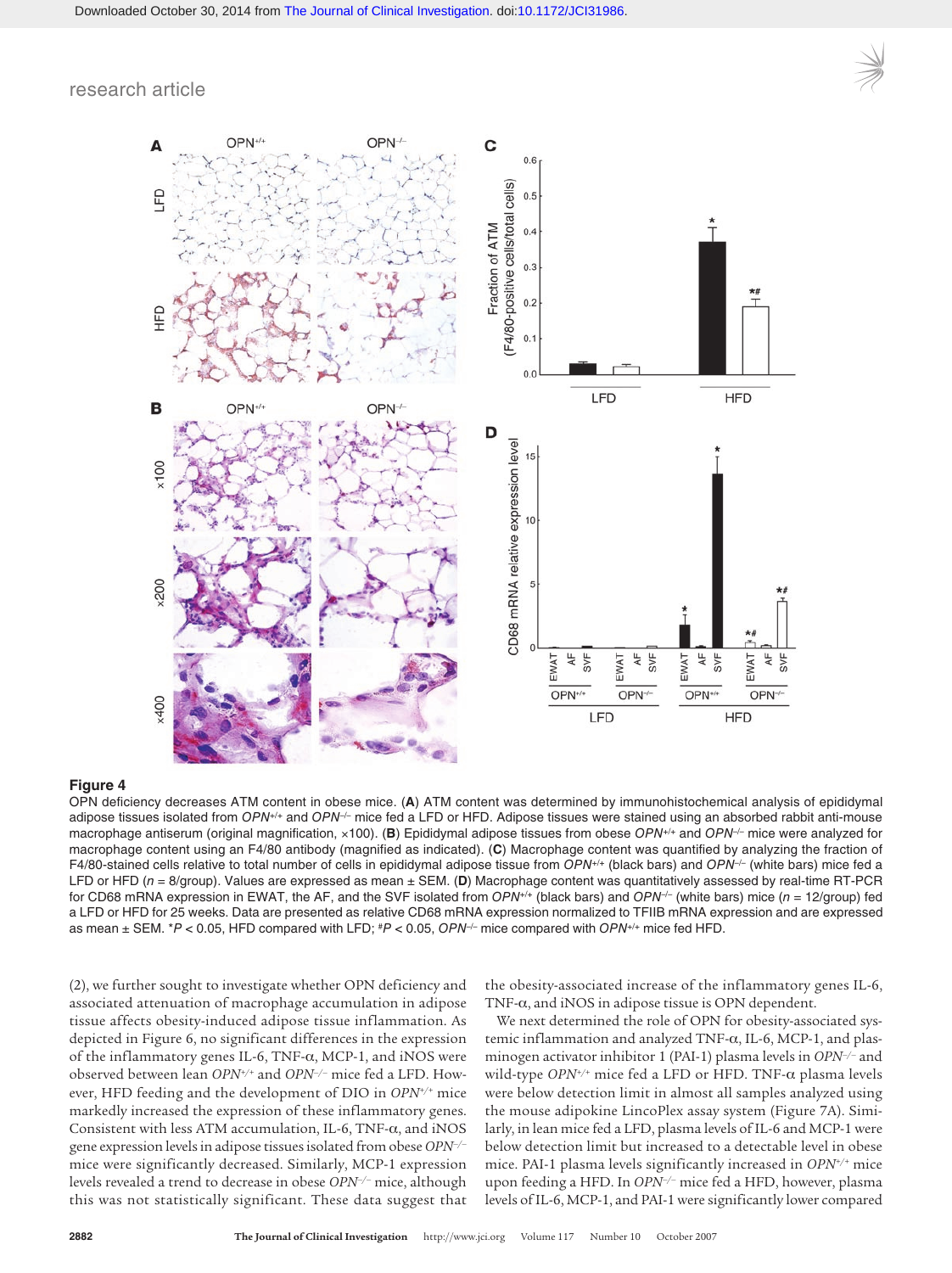**Figure 4**

OPN deficiency decreases ATM content in obese mice. (**A**) ATM content was determined by immunohistochemical analysis of epididymal adipose tissues isolated from *OPN*$^{+/+}$ and *OPN*$^{-/-}$ mice fed a LFD or HFD. Adipose tissues were stained using an absorbed rabbit anti-mouse macrophage antiserum (original magnification, ×100). (**B**) Epididymal adipose tissues from obese *OPN*$^{+/+}$ and *OPN*$^{-/-}$ mice were analyzed for macrophage content using an F4/80 antibody (magnified as indicated). (**C**) Macrophage content was quantified by analyzing the fraction of F4/80-stained cells relative to total number of cells in epididymal adipose tissue from *OPN*$^{+/+}$ (black bars) and *OPN*$^{-/-}$ (white bars) mice fed a LFD or HFD ($n$ = 8/group). Values are expressed as mean ± SEM. (**D**) Macrophage content was quantitatively assessed by real-time RT-PCR for CD68 mRNA expression in EWAT, the AF, and the SVF isolated from *OPN*$^{+/+}$ (black bars) and *OPN*$^{-/-}$ (white bars) mice ($n$ = 12/group) fed a LFD or HFD for 25 weeks. Data are presented as relative CD68 mRNA expression normalized to TFIIB mRNA expression and are expressed as mean ± SEM. \**P* < 0.05, HFD compared with LFD; #*P* < 0.05, *OPN*$^{-/-}$ mice compared with *OPN*$^{+/+}$ mice fed HFD.

(2), we further sought to investigate whether OPN deficiency and associated attenuation of macrophage accumulation in adipose tissue affects obesity-induced adipose tissue inflammation. As depicted in Figure 6, no significant differences in the expression of the inflammatory genes IL-6, TNF-α, MCP-1, and iNOS were observed between lean *OPN*$^{+/+}$ and *OPN*$^{-/-}$ mice fed a LFD. However, HFD feeding and the development of DIO in *OPN*$^{+/+}$ mice markedly increased the expression of these inflammatory genes. Consistent with less ATM accumulation, IL-6, TNF-α, and iNOS gene expression levels in adipose tissues isolated from obese *OPN*$^{-/-}$ mice were significantly decreased. Similarly, MCP-1 expression levels revealed a trend to decrease in obese *OPN*$^{-/-}$ mice, although this was not statistically significant. These data suggest that the obesity-associated increase of the inflammatory genes IL-6, TNF-α, and iNOS in adipose tissue is OPN dependent.

We next determined the role of OPN for obesity-associated systemic inflammation and analyzed TNF-α, IL-6, MCP-1, and plasminogen activator inhibitor 1 (PAI-1) plasma levels in *OPN*$^{-/-}$ and wild-type *OPN*$^{+/+}$ mice fed a LFD or HFD. TNF-α plasma levels were below detection limit in almost all samples analyzed using the mouse adipokine LincoPlex assay system (Figure 7A). Similarly, in lean mice fed a LFD, plasma levels of IL-6 and MCP-1 were below detection limit but increased to a detectable level in obese mice. PAI-1 plasma levels significantly increased in *OPN*$^{+/+}$ mice upon feeding a HFD. In *OPN*$^{-/-}$ mice fed a HFD, however, plasma levels of IL-6, MCP-1, and PAI-1 were significantly lower compared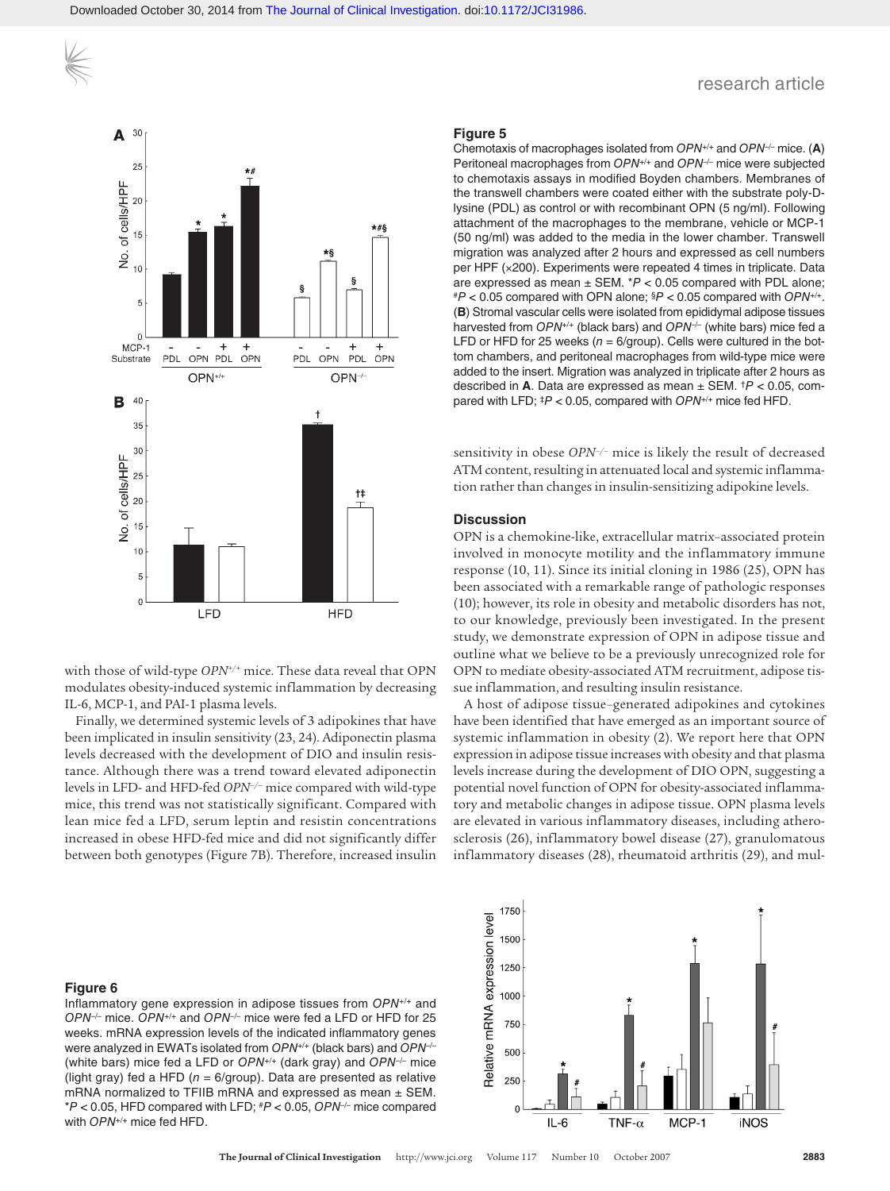**Figure 5**
Chemotaxis of macrophages isolated from *OPN*$^{+/+}$ and *OPN*$^{–/–}$ mice. (**A**) Peritoneal macrophages from *OPN*$^{+/+}$ and *OPN*$^{–/–}$ mice were subjected to chemotaxis assays in modified Boyden chambers. Membranes of the transwell chambers were coated either with the substrate poly-D-lysine (PDL) as control or with recombinant OPN (5 ng/ml). Following attachment of the macrophages to the membrane, vehicle or MCP-1 (50 ng/ml) was added to the media in the lower chamber. Transwell migration was analyzed after 2 hours and expressed as cell numbers per HPF (×200). Experiments were repeated 4 times in triplicate. Data are expressed as mean ± SEM. *$P < 0.05$ compared with PDL alone; #$P < 0.05$ compared with OPN alone; §$P < 0.05$ compared with *OPN*$^{+/+}$. (**B**) Stromal vascular cells were isolated from epididymal adipose tissues harvested from *OPN*$^{+/+}$ (black bars) and *OPN*$^{–/–}$ (white bars) mice fed a LFD or HFD for 25 weeks ($n = 6$/group). Cells were cultured in the bottom chambers, and peritoneal macrophages from wild-type mice were added to the insert. Migration was analyzed in triplicate after 2 hours as described in **A**. Data are expressed as mean ± SEM. †$P < 0.05$, compared with LFD; ‡$P < 0.05$, compared with *OPN*$^{+/+}$ mice fed HFD.

with those of wild-type *OPN*$^{+/+}$ mice. These data reveal that OPN modulates obesity-induced systemic inflammation by decreasing IL-6, MCP-1, and PAI-1 plasma levels.

Finally, we determined systemic levels of 3 adipokines that have been implicated in insulin sensitivity (23, 24). Adiponectin plasma levels decreased with the development of DIO and insulin resistance. Although there was a trend toward elevated adiponectin levels in LFD- and HFD-fed *OPN*$^{–/–}$ mice compared with wild-type mice, this trend was not statistically significant. Compared with lean mice fed a LFD, serum leptin and resistin concentrations increased in obese HFD-fed mice and did not significantly differ between both genotypes (Figure 7B). Therefore, increased insulin sensitivity in obese *OPN*$^{–/–}$ mice is likely the result of decreased ATM content, resulting in attenuated local and systemic inflammation rather than changes in insulin-sensitizing adipokine levels.

## Discussion

OPN is a chemokine-like, extracellular matrix–associated protein involved in monocyte motility and the inflammatory immune response (10, 11). Since its initial cloning in 1986 (25), OPN has been associated with a remarkable range of pathologic responses (10); however, its role in obesity and metabolic disorders has not, to our knowledge, previously been investigated. In the present study, we demonstrate expression of OPN in adipose tissue and outline what we believe to be a previously unrecognized role for OPN to mediate obesity-associated ATM recruitment, adipose tissue inflammation, and resulting insulin resistance.

A host of adipose tissue–generated adipokines and cytokines have been identified that have emerged as an important source of systemic inflammation in obesity (2). We report here that OPN expression in adipose tissue increases with obesity and that plasma levels increase during the development of DIO OPN, suggesting a potential novel function of OPN for obesity-associated inflammatory and metabolic changes in adipose tissue. OPN plasma levels are elevated in various inflammatory diseases, including atherosclerosis (26), inflammatory bowel disease (27), granulomatous inflammatory diseases (28), rheumatoid arthritis (29), and mul-

**Figure 6**
Inflammatory gene expression in adipose tissues from *OPN*$^{+/+}$ and *OPN*$^{–/–}$ mice. *OPN*$^{+/+}$ and *OPN*$^{–/–}$ mice were fed a LFD or HFD for 25 weeks. mRNA expression levels of the indicated inflammatory genes were analyzed in EWATs isolated from *OPN*$^{+/+}$ (black bars) and *OPN*$^{–/–}$ (white bars) mice fed a LFD or *OPN*$^{+/+}$ (dark gray) and *OPN*$^{–/–}$ mice (light gray) fed a HFD ($n = 6$/group). Data are presented as relative mRNA normalized to TFIIB mRNA and expressed as mean ± SEM. *$P < 0.05$, HFD compared with LFD; #$P < 0.05$, *OPN*$^{–/–}$ mice compared with *OPN*$^{+/+}$ mice fed HFD.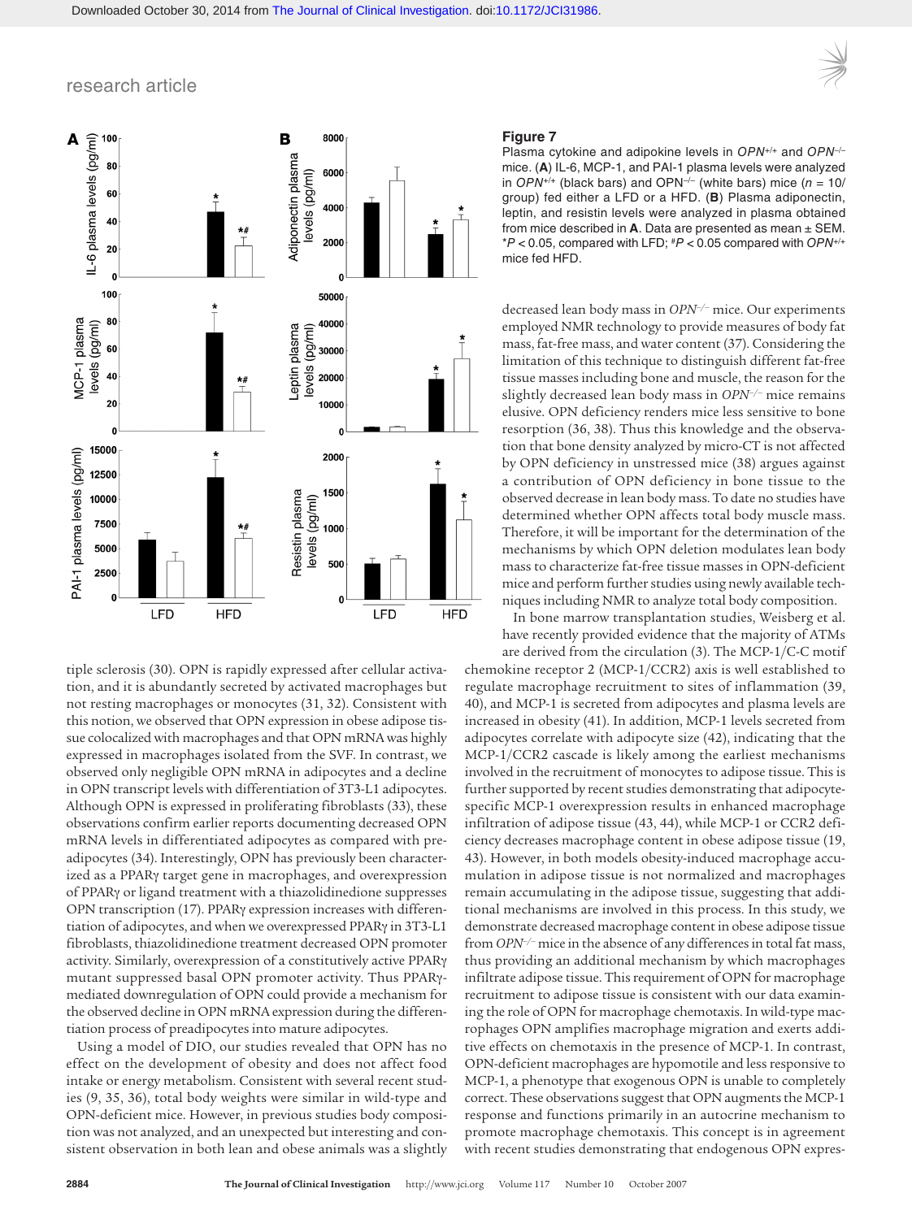**Figure 7**

Plasma cytokine and adipokine levels in *OPN*+/+ and *OPN*–/– mice. (**A**) IL-6, MCP-1, and PAI-1 plasma levels were analyzed in *OPN*+/+ (black bars) and OPN–/– (white bars) mice ($n$ = 10/group) fed either a LFD or a HFD. (**B**) Plasma adiponectin, leptin, and resistin levels were analyzed in plasma obtained from mice described in **A**. Data are presented as mean ± SEM. *$P$ < 0.05, compared with LFD; #$P$ < 0.05 compared with *OPN*+/+ mice fed HFD.

tiple sclerosis (30). OPN is rapidly expressed after cellular activation, and it is abundantly secreted by activated macrophages but not resting macrophages or monocytes (31, 32). Consistent with this notion, we observed that OPN expression in obese adipose tissue colocalized with macrophages and that OPN mRNA was highly expressed in macrophages isolated from the SVF. In contrast, we observed only negligible OPN mRNA in adipocytes and a decline in OPN transcript levels with differentiation of 3T3-L1 adipocytes. Although OPN is expressed in proliferating fibroblasts (33), these observations confirm earlier reports documenting decreased OPN mRNA levels in differentiated adipocytes as compared with preadipocytes (34). Interestingly, OPN has previously been characterized as a PPARγ target gene in macrophages, and overexpression of PPARγ or ligand treatment with a thiazolidinedione suppresses OPN transcription (17). PPARγ expression increases with differentiation of adipocytes, and when we overexpressed PPARγ in 3T3-L1 fibroblasts, thiazolidinedione treatment decreased OPN promoter activity. Similarly, overexpression of a constitutively active PPARγ mutant suppressed basal OPN promoter activity. Thus PPARγ-mediated downregulation of OPN could provide a mechanism for the observed decline in OPN mRNA expression during the differentiation process of preadipocytes into mature adipocytes.

Using a model of DIO, our studies revealed that OPN has no effect on the development of obesity and does not affect food intake or energy metabolism. Consistent with several recent studies (9, 35, 36), total body weights were similar in wild-type and OPN-deficient mice. However, in previous studies body composition was not analyzed, and an unexpected but interesting and consistent observation in both lean and obese animals was a slightly decreased lean body mass in *OPN*–/– mice. Our experiments employed NMR technology to provide measures of body fat mass, fat-free mass, and water content (37). Considering the limitation of this technique to distinguish different fat-free tissue masses including bone and muscle, the reason for the slightly decreased lean body mass in *OPN*–/– mice remains elusive. OPN deficiency renders mice less sensitive to bone resorption (36, 38). Thus this knowledge and the observation that bone density analyzed by micro-CT is not affected by OPN deficiency in unstressed mice (38) argues against a contribution of OPN deficiency in bone tissue to the observed decrease in lean body mass. To date no studies have determined whether OPN affects total body muscle mass. Therefore, it will be important for the determination of the mechanisms by which OPN deletion modulates lean body mass to characterize fat-free tissue masses in OPN-deficient mice and perform further studies using newly available techniques including NMR to analyze total body composition.

In bone marrow transplantation studies, Weisberg et al. have recently provided evidence that the majority of ATMs are derived from the circulation (3). The MCP-1/C-C motif chemokine receptor 2 (MCP-1/CCR2) axis is well established to regulate macrophage recruitment to sites of inflammation (39, 40), and MCP-1 is secreted from adipocytes and plasma levels are increased in obesity (41). In addition, MCP-1 levels secreted from adipocytes correlate with adipocyte size (42), indicating that the MCP-1/CCR2 cascade is likely among the earliest mechanisms involved in the recruitment of monocytes to adipose tissue. This is further supported by recent studies demonstrating that adipocyte-specific MCP-1 overexpression results in enhanced macrophage infiltration of adipose tissue (43, 44), while MCP-1 or CCR2 deficiency decreases macrophage content in obese adipose tissue (19, 43). However, in both models obesity-induced macrophage accumulation in adipose tissue is not normalized and macrophages remain accumulating in the adipose tissue, suggesting that additional mechanisms are involved in this process. In this study, we demonstrate decreased macrophage content in obese adipose tissue from *OPN*–/– mice in the absence of any differences in total fat mass, thus providing an additional mechanism by which macrophages infiltrate adipose tissue. This requirement of OPN for macrophage recruitment to adipose tissue is consistent with our data examining the role of OPN for macrophage chemotaxis. In wild-type macrophages OPN amplifies macrophage migration and exerts additive effects on chemotaxis in the presence of MCP-1. In contrast, OPN-deficient macrophages are hypomotile and less responsive to MCP-1, a phenotype that exogenous OPN is unable to completely correct. These observations suggest that OPN augments the MCP-1 response and functions primarily in an autocrine mechanism to promote macrophage chemotaxis. This concept is in agreement with recent studies demonstrating that endogenous OPN expres-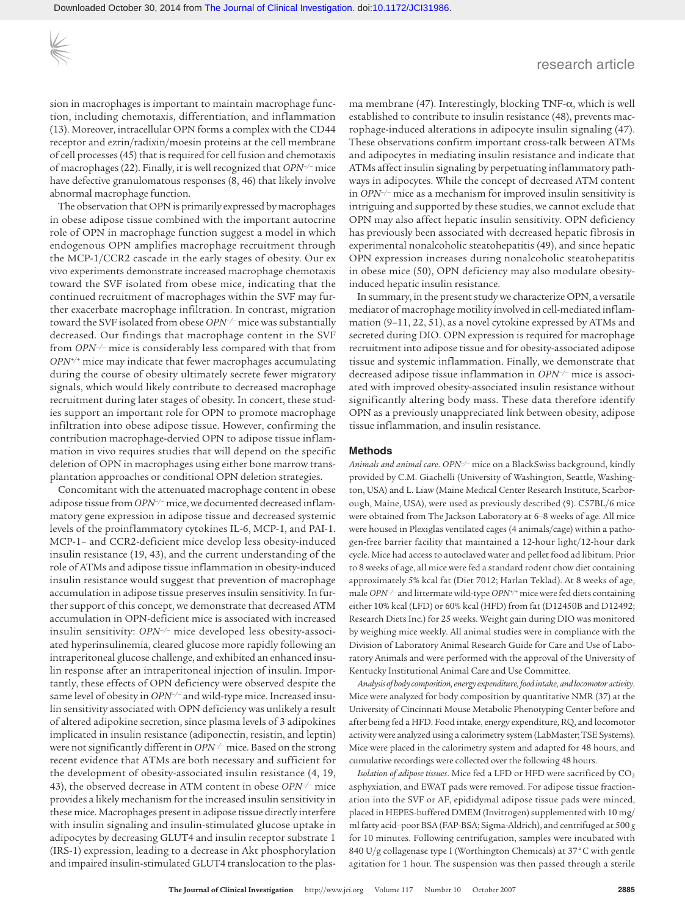sion in macrophages is important to maintain macrophage function, including chemotaxis, differentiation, and inflammation (13). Moreover, intracellular OPN forms a complex with the CD44 receptor and ezrin/radixin/moesin proteins at the cell membrane of cell processes (45) that is required for cell fusion and chemotaxis of macrophages (22). Finally, it is well recognized that *OPN*$^{-/-}$ mice have defective granulomatous responses (8, 46) that likely involve abnormal macrophage function.

The observation that OPN is primarily expressed by macrophages in obese adipose tissue combined with the important autocrine role of OPN in macrophage function suggest a model in which endogenous OPN amplifies macrophage recruitment through the MCP-1/CCR2 cascade in the early stages of obesity. Our ex vivo experiments demonstrate increased macrophage chemotaxis toward the SVF isolated from obese mice, indicating that the continued recruitment of macrophages within the SVF may further exacerbate macrophage infiltration. In contrast, migration toward the SVF isolated from obese *OPN*$^{-/-}$ mice was substantially decreased. Our findings that macrophage content in the SVF from *OPN*$^{-/-}$ mice is considerably less compared with that from *OPN*$^{+/+}$ mice may indicate that fewer macrophages accumulating during the course of obesity ultimately secrete fewer migratory signals, which would likely contribute to decreased macrophage recruitment during later stages of obesity. In concert, these studies support an important role for OPN to promote macrophage infiltration into obese adipose tissue. However, confirming the contribution macrophage-dervied OPN to adipose tissue inflammation in vivo requires studies that will depend on the specific deletion of OPN in macrophages using either bone marrow transplantation approaches or conditional OPN deletion strategies.

Concomitant with the attenuated macrophage content in obese adipose tissue from *OPN*$^{-/-}$ mice, we documented decreased inflammatory gene expression in adipose tissue and decreased systemic levels of the proinflammatory cytokines IL-6, MCP-1, and PAI-1. MCP-1– and CCR2-deficient mice develop less obesity-induced insulin resistance (19, 43), and the current understanding of the role of ATMs and adipose tissue inflammation in obesity-induced insulin resistance would suggest that prevention of macrophage accumulation in adipose tissue preserves insulin sensitivity. In further support of this concept, we demonstrate that decreased ATM accumulation in OPN-deficient mice is associated with increased insulin sensitivity: *OPN*$^{-/-}$ mice developed less obesity-associated hyperinsulinemia, cleared glucose more rapidly following an intraperitoneal glucose challenge, and exhibited an enhanced insulin response after an intraperitoneal injection of insulin. Importantly, these effects of OPN deficiency were observed despite the same level of obesity in *OPN*$^{-/-}$ and wild-type mice. Increased insulin sensitivity associated with OPN deficiency was unlikely a result of altered adipokine secretion, since plasma levels of 3 adipokines implicated in insulin resistance (adiponectin, resistin, and leptin) were not significantly different in *OPN*$^{-/-}$ mice. Based on the strong recent evidence that ATMs are both necessary and sufficient for the development of obesity-associated insulin resistance (4, 19, 43), the observed decrease in ATM content in obese *OPN*$^{-/-}$ mice provides a likely mechanism for the increased insulin sensitivity in these mice. Macrophages present in adipose tissue directly interfere with insulin signaling and insulin-stimulated glucose uptake in adipocytes by decreasing GLUT4 and insulin receptor substrate 1 (IRS-1) expression, leading to a decrease in Akt phosphorylation and impaired insulin-stimulated GLUT4 translocation to the plasma membrane (47). Interestingly, blocking TNF-α, which is well established to contribute to insulin resistance (48), prevents macrophage-induced alterations in adipocyte insulin signaling (47). These observations confirm important cross-talk between ATMs and adipocytes in mediating insulin resistance and indicate that ATMs affect insulin signaling by perpetuating inflammatory pathways in adipocytes. While the concept of decreased ATM content in *OPN*$^{-/-}$ mice as a mechanism for improved insulin sensitivity is intriguing and supported by these studies, we cannot exclude that OPN may also affect hepatic insulin sensitivity. OPN deficiency has previously been associated with decreased hepatic fibrosis in experimental nonalcoholic steatohepatitis (49), and since hepatic OPN expression increases during nonalcoholic steatohepatitis in obese mice (50), OPN deficiency may also modulate obesity-induced hepatic insulin resistance.

In summary, in the present study we characterize OPN, a versatile mediator of macrophage motility involved in cell-mediated inflammation (9–11, 22, 51), as a novel cytokine expressed by ATMs and secreted during DIO. OPN expression is required for macrophage recruitment into adipose tissue and for obesity-associated adipose tissue and systemic inflammation. Finally, we demonstrate that decreased adipose tissue inflammation in *OPN*$^{-/-}$ mice is associated with improved obesity-associated insulin resistance without significantly altering body mass. These data therefore identify OPN as a previously unappreciated link between obesity, adipose tissue inflammation, and insulin resistance.

## Methods

*Animals and animal care*. *OPN*$^{-/-}$ mice on a BlackSwiss background, kindly provided by C.M. Giachelli (University of Washington, Seattle, Washington, USA) and L. Liaw (Maine Medical Center Research Institute, Scarborough, Maine, USA), were used as previously described (9). C57BL/6 mice were obtained from The Jackson Laboratory at 6–8 weeks of age. All mice were housed in Plexiglas ventilated cages (4 animals/cage) within a pathogen-free barrier facility that maintained a 12-hour light/12-hour dark cycle. Mice had access to autoclaved water and pellet food ad libitum. Prior to 8 weeks of age, all mice were fed a standard rodent chow diet containing approximately 5% kcal fat (Diet 7012; Harlan Teklad). At 8 weeks of age, male *OPN*$^{-/-}$ and littermate wild-type *OPN*$^{+/+}$ mice were fed diets containing either 10% kcal (LFD) or 60% kcal (HFD) from fat (D12450B and D12492; Research Diets Inc.) for 25 weeks. Weight gain during DIO was monitored by weighing mice weekly. All animal studies were in compliance with the Division of Laboratory Animal Research Guide for Care and Use of Laboratory Animals and were performed with the approval of the University of Kentucky Institutional Animal Care and Use Committee.

*Analysis of body composition, energy expenditure, food intake, and locomotor activity*. Mice were analyzed for body composition by quantitative NMR (37) at the University of Cincinnati Mouse Metabolic Phenotyping Center before and after being fed a HFD. Food intake, energy expenditure, RQ, and locomotor activity were analyzed using a calorimetry system (LabMaster; TSE Systems). Mice were placed in the calorimetry system and adapted for 48 hours, and cumulative recordings were collected over the following 48 hours.

*Isolation of adipose tissues*. Mice fed a LFD or HFD were sacrificed by $CO_2$ asphyxiation, and EWAT pads were removed. For adipose tissue fractionation into the SVF or AF, epididymal adipose tissue pads were minced, placed in HEPES-buffered DMEM (Invitrogen) supplemented with 10 mg/ml fatty acid–poor BSA (FAP-BSA; Sigma-Aldrich), and centrifuged at 500 *g* for 10 minutes. Following centrifugation, samples were incubated with 840 U/g collagenase type I (Worthington Chemicals) at 37°C with gentle agitation for 1 hour. The suspension was then passed through a sterile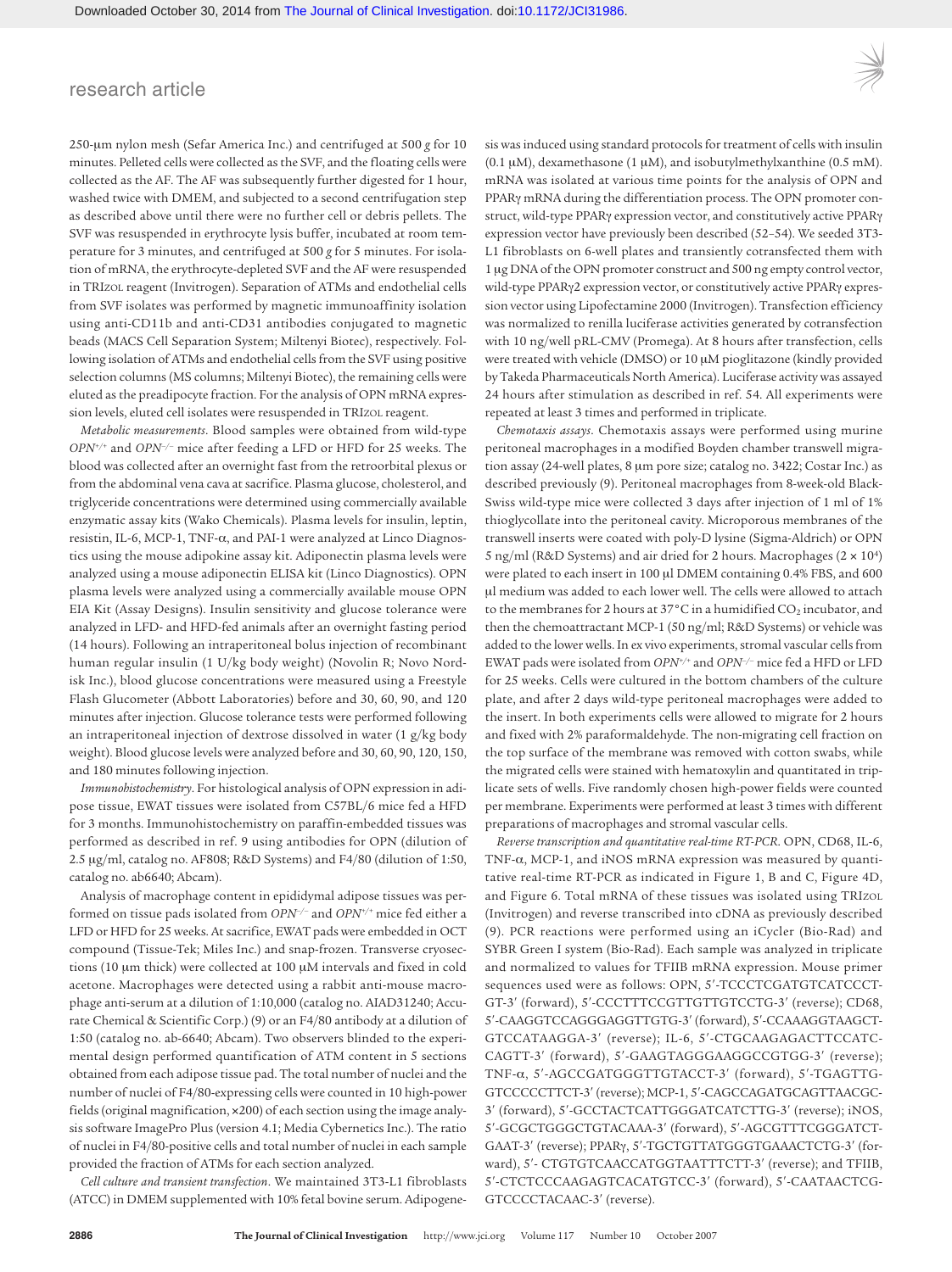250-μm nylon mesh (Sefar America Inc.) and centrifuged at 500 *g* for 10 minutes. Pelleted cells were collected as the SVF, and the floating cells were collected as the AF. The AF was subsequently further digested for 1 hour, washed twice with DMEM, and subjected to a second centrifugation step as described above until there were no further cell or debris pellets. The SVF was resuspended in erythrocyte lysis buffer, incubated at room temperature for 3 minutes, and centrifuged at 500 *g* for 5 minutes. For isolation of mRNA, the erythrocyte-depleted SVF and the AF were resuspended in TRIZOL reagent (Invitrogen). Separation of ATMs and endothelial cells from SVF isolates was performed by magnetic immunoaffinity isolation using anti-CD11b and anti-CD31 antibodies conjugated to magnetic beads (MACS Cell Separation System; Miltenyi Biotec), respectively. Following isolation of ATMs and endothelial cells from the SVF using positive selection columns (MS columns; Miltenyi Biotec), the remaining cells were eluted as the preadipocyte fraction. For the analysis of OPN mRNA expression levels, eluted cell isolates were resuspended in TRIZOL reagent.

*Metabolic measurements*. Blood samples were obtained from wild-type $OPN^{+/+}$ and $OPN^{-/-}$ mice after feeding a LFD or HFD for 25 weeks. The blood was collected after an overnight fast from the retroorbital plexus or from the abdominal vena cava at sacrifice. Plasma glucose, cholesterol, and triglyceride concentrations were determined using commercially available enzymatic assay kits (Wako Chemicals). Plasma levels for insulin, leptin, resistin, IL-6, MCP-1, TNF-α, and PAI-1 were analyzed at Linco Diagnostics using the mouse adipokine assay kit. Adiponectin plasma levels were analyzed using a mouse adiponectin ELISA kit (Linco Diagnostics). OPN plasma levels were analyzed using a commercially available mouse OPN EIA Kit (Assay Designs). Insulin sensitivity and glucose tolerance were analyzed in LFD- and HFD-fed animals after an overnight fasting period (14 hours). Following an intraperitoneal bolus injection of recombinant human regular insulin (1 U/kg body weight) (Novolin R; Novo Nordisk Inc.), blood glucose concentrations were measured using a Freestyle Flash Glucometer (Abbott Laboratories) before and 30, 60, 90, and 120 minutes after injection. Glucose tolerance tests were performed following an intraperitoneal injection of dextrose dissolved in water (1 g/kg body weight). Blood glucose levels were analyzed before and 30, 60, 90, 120, 150, and 180 minutes following injection.

*Immunohistochemistry*. For histological analysis of OPN expression in adipose tissue, EWAT tissues were isolated from C57BL/6 mice fed a HFD for 3 months. Immunohistochemistry on paraffin-embedded tissues was performed as described in ref. 9 using antibodies for OPN (dilution of 2.5 μg/ml, catalog no. AF808; R&D Systems) and F4/80 (dilution of 1:50, catalog no. ab6640; Abcam).

Analysis of macrophage content in epididymal adipose tissues was performed on tissue pads isolated from $OPN^{-/-}$ and $OPN^{+/+}$ mice fed either a LFD or HFD for 25 weeks. At sacrifice, EWAT pads were embedded in OCT compound (Tissue-Tek; Miles Inc.) and snap-frozen. Transverse cryosections (10 μm thick) were collected at 100 μM intervals and fixed in cold acetone. Macrophages were detected using a rabbit anti-mouse macrophage anti-serum at a dilution of 1:10,000 (catalog no. AIAD31240; Accurate Chemical & Scientific Corp.) (9) or an F4/80 antibody at a dilution of 1:50 (catalog no. ab-6640; Abcam). Two observers blinded to the experimental design performed quantification of ATM content in 5 sections obtained from each adipose tissue pad. The total number of nuclei and the number of nuclei of F4/80-expressing cells were counted in 10 high-power fields (original magnification, ×200) of each section using the image analysis software ImagePro Plus (version 4.1; Media Cybernetics Inc.). The ratio of nuclei in F4/80-positive cells and total number of nuclei in each sample provided the fraction of ATMs for each section analyzed.

*Cell culture and transient transfection*. We maintained 3T3-L1 fibroblasts (ATCC) in DMEM supplemented with 10% fetal bovine serum. Adipogenesis was induced using standard protocols for treatment of cells with insulin (0.1 μM), dexamethasone (1 μM), and isobutylmethylxanthine (0.5 mM). mRNA was isolated at various time points for the analysis of OPN and PPARγ mRNA during the differentiation process. The OPN promoter construct, wild-type PPARγ expression vector, and constitutively active PPARγ expression vector have previously been described (52–54). We seeded 3T3-L1 fibroblasts on 6-well plates and transiently cotransfected them with 1 μg DNA of the OPN promoter construct and 500 ng empty control vector, wild-type PPARγ2 expression vector, or constitutively active PPARγ expression vector using Lipofectamine 2000 (Invitrogen). Transfection efficiency was normalized to renilla luciferase activities generated by cotransfection with 10 ng/well pRL-CMV (Promega). At 8 hours after transfection, cells were treated with vehicle (DMSO) or 10 μM pioglitazone (kindly provided by Takeda Pharmaceuticals North America). Luciferase activity was assayed 24 hours after stimulation as described in ref. 54. All experiments were repeated at least 3 times and performed in triplicate.

*Chemotaxis assays*. Chemotaxis assays were performed using murine peritoneal macrophages in a modified Boyden chamber transwell migration assay (24-well plates, 8 μm pore size; catalog no. 3422; Costar Inc.) as described previously (9). Peritoneal macrophages from 8-week-old Black-Swiss wild-type mice were collected 3 days after injection of 1 ml of 1% thioglycollate into the peritoneal cavity. Microporous membranes of the transwell inserts were coated with poly-D lysine (Sigma-Aldrich) or OPN 5 ng/ml (R&D Systems) and air dried for 2 hours. Macrophages ($2 \times 10^4$) were plated to each insert in 100 μl DMEM containing 0.4% FBS, and 600 μl medium was added to each lower well. The cells were allowed to attach to the membranes for 2 hours at 37°C in a humidified $CO_2$ incubator, and then the chemoattractant MCP-1 (50 ng/ml; R&D Systems) or vehicle was added to the lower wells. In ex vivo experiments, stromal vascular cells from EWAT pads were isolated from $OPN^{+/+}$ and $OPN^{-/-}$ mice fed a HFD or LFD for 25 weeks. Cells were cultured in the bottom chambers of the culture plate, and after 2 days wild-type peritoneal macrophages were added to the insert. In both experiments cells were allowed to migrate for 2 hours and fixed with 2% paraformaldehyde. The non-migrating cell fraction on the top surface of the membrane was removed with cotton swabs, while the migrated cells were stained with hematoxylin and quantitated in triplicate sets of wells. Five randomly chosen high-power fields were counted per membrane. Experiments were performed at least 3 times with different preparations of macrophages and stromal vascular cells.

*Reverse transcription and quantitative real-time RT-PCR*. OPN, CD68, IL-6, TNF-α, MCP-1, and iNOS mRNA expression was measured by quantitative real-time RT-PCR as indicated in Figure 1, B and C, Figure 4D, and Figure 6. Total mRNA of these tissues was isolated using TRIZOL (Invitrogen) and reverse transcribed into cDNA as previously described (9). PCR reactions were performed using an iCycler (Bio-Rad) and SYBR Green I system (Bio-Rad). Each sample was analyzed in triplicate and normalized to values for TFIIB mRNA expression. Mouse primer sequences used were as follows: OPN, 5′-TCCCTCGATGTCATCCCTGT-3′ (forward), 5′-CCCTTTCCGTTGTTGTCCTG-3′ (reverse); CD68, 5′-CAAGGTCCAGGGAGGTTGTG-3′ (forward), 5′-CCAAAGGTAAGCTGTCCATAAGGA-3′ (reverse); IL-6, 5′-CTGCAAGAGACTTCCATCCAGTT-3′ (forward), 5′-GAAGTAGGGAAGGCCGTGG-3′ (reverse); TNF-α, 5′-AGCCGATGGGTTGTACCT-3′ (forward), 5′-TGAGTTGGTCCCCCTTCT-3′ (reverse); MCP-1, 5′-CAGCCAGATGCAGTTAACGC-3′ (forward), 5′-GCCTACTCATTGGGATCATCTTG-3′ (reverse); iNOS, 5′-GCGCTGGGCTGTACAAA-3′ (forward), 5′-AGCGTTTCGGGATCTGAAT-3′ (reverse); PPARγ, 5′-TGCTGTTATGGGTGAAACTCTG-3′ (forward), 5′- CTGTGTCAACCATGGTAATTTCTT-3′ (reverse); and TFIIB, 5′-CTCTCCCAAGAGTCACATGTCC-3′ (forward), 5′-CAATAACTCGGTCCCCTACAAC-3′ (reverse).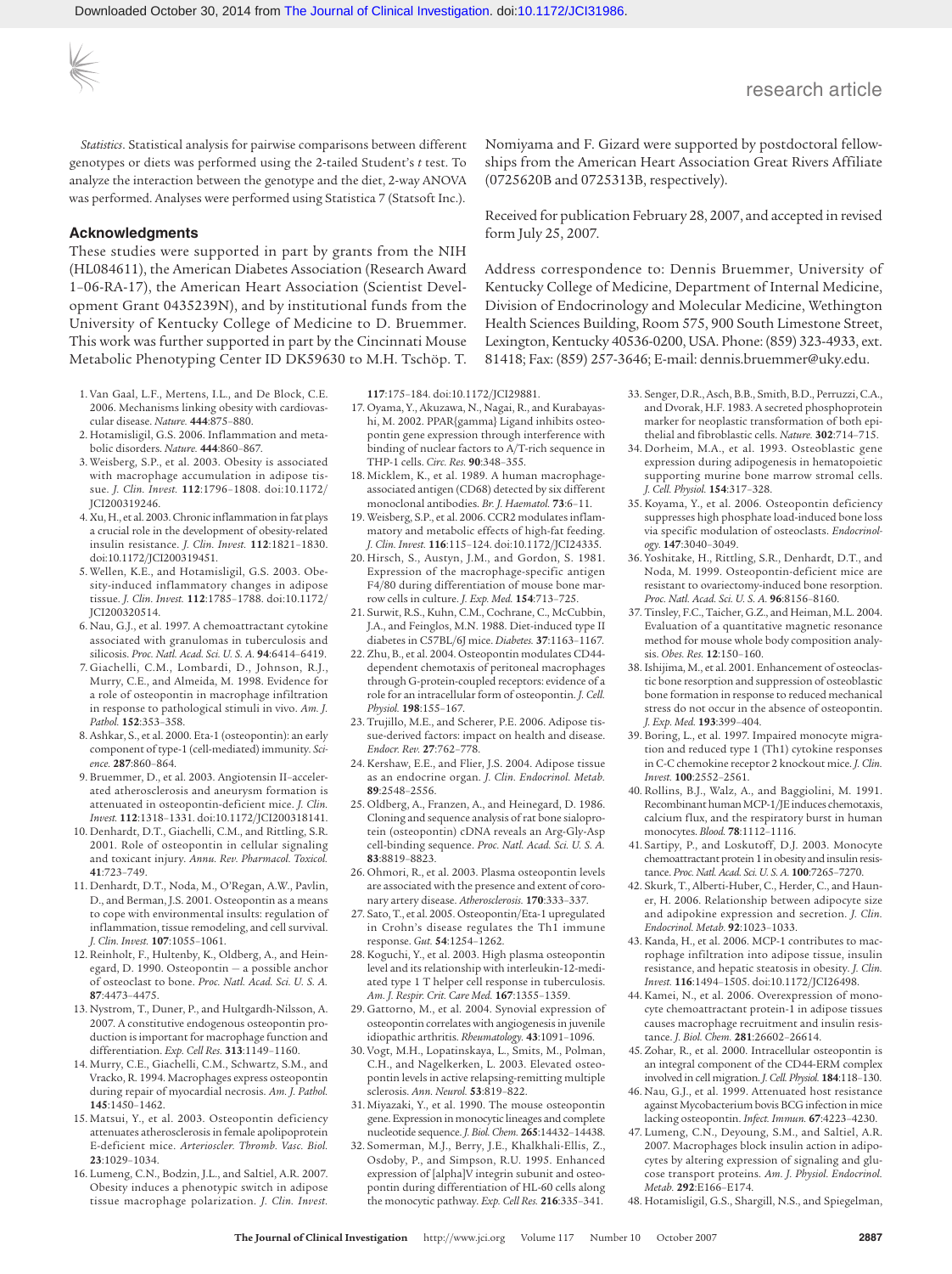*Statistics.* Statistical analysis for pairwise comparisons between different genotypes or diets was performed using the 2-tailed Student's $t$ test. To analyze the interaction between the genotype and the diet, 2-way ANOVA was performed. Analyses were performed using Statistica 7 (Statsoft Inc.).

### Acknowledgments

These studies were supported in part by grants from the NIH (HL084611), the American Diabetes Association (Research Award 1-06-RA-17), the American Heart Association (Scientist Development Grant 0435239N), and by institutional funds from the University of Kentucky College of Medicine to D. Bruemmer. This work was further supported in part by the Cincinnati Mouse Metabolic Phenotyping Center ID DK59630 to M.H. Tschöp. T. Nomiyama and F. Gizard were supported by postdoctoral fellowships from the American Heart Association Great Rivers Affiliate (0725620B and 0725313B, respectively).

Received for publication February 28, 2007, and accepted in revised form July 25, 2007.

Address correspondence to: Dennis Bruemmer, University of Kentucky College of Medicine, Department of Internal Medicine, Division of Endocrinology and Molecular Medicine, Wethington Health Sciences Building, Room 575, 900 South Limestone Street, Lexington, Kentucky 40536-0200, USA. Phone: (859) 323-4933, ext. 81418; Fax: (859) 257-3646; E-mail: dennis.bruemmer@uky.edu.

1. Van Gaal, L.F., Mertens, I.L., and De Block, C.E. 2006. Mechanisms linking obesity with cardiovascular disease. *Nature.* **444**:875–880.
2. Hotamisligil, G.S. 2006. Inflammation and metabolic disorders. *Nature.* **444**:860–867.
3. Weisberg, S.P., et al. 2003. Obesity is associated with macrophage accumulation in adipose tissue. *J. Clin. Invest.* **112**:1796–1808. doi:10.1172/JCI200319246.
4. Xu, H., et al. 2003. Chronic inflammation in fat plays a crucial role in the development of obesity-related insulin resistance. *J. Clin. Invest.* **112**:1821–1830. doi:10.1172/JCI200319451.
5. Wellen, K.E., and Hotamisligil, G.S. 2003. Obesity-induced inflammatory changes in adipose tissue. *J. Clin. Invest.* **112**:1785–1788. doi:10.1172/JCI200320514.
6. Nau, G.J., et al. 1997. A chemoattractant cytokine associated with granulomas in tuberculosis and silicosis. *Proc. Natl. Acad. Sci. U. S. A.* **94**:6414–6419.
7. Giachelli, C.M., Lombardi, D., Johnson, R.J., Murry, C.E., and Almeida, M. 1998. Evidence for a role of osteopontin in macrophage infiltration in response to pathological stimuli in vivo. *Am. J. Pathol.* **152**:353–358.
8. Ashkar, S., et al. 2000. Eta-1 (osteopontin): an early component of type-1 (cell-mediated) immunity. *Science.* **287**:860–864.
9. Bruemmer, D., et al. 2003. Angiotensin II–accelerated atherosclerosis and aneurysm formation is attenuated in osteopontin-deficient mice. *J. Clin. Invest.* **112**:1318–1331. doi:10.1172/JCI200318141.
10. Denhardt, D.T., Giachelli, C.M., and Rittling, S.R. 2001. Role of osteopontin in cellular signaling and toxicant injury. *Annu. Rev. Pharmacol. Toxicol.* **41**:723–749.
11. Denhardt, D.T., Noda, M., O'Regan, A.W., Pavlin, D., and Berman, J.S. 2001. Osteopontin as a means to cope with environmental insults: regulation of inflammation, tissue remodeling, and cell survival. *J. Clin. Invest.* **107**:1055–1061.
12. Reinholt, F., Hultenby, K., Oldberg, A., and Heinegard, D. 1990. Osteopontin — a possible anchor of osteoclast to bone. *Proc. Natl. Acad. Sci. U. S. A.* **87**:4473–4475.
13. Nystrom, T., Duner, P., and Hultgardh-Nilsson, A. 2007. A constitutive endogenous osteopontin production is important for macrophage function and differentiation. *Exp. Cell Res.* **313**:1149–1160.
14. Murry, C.E., Giachelli, C.M., Schwartz, S.M., and Vracko, R. 1994. Macrophages express osteopontin during repair of myocardial necrosis. *Am. J. Pathol.* **145**:1450–1462.
15. Matsui, Y., et al. 2003. Osteopontin deficiency attenuates atherosclerosis in female apolipoprotein E-deficient mice. *Arterioscler. Thromb. Vasc. Biol.* **23**:1029–1034.
16. Lumeng, C.N., Bodzin, J.L., and Saltiel, A.R. 2007. Obesity induces a phenotypic switch in adipose tissue macrophage polarization. *J. Clin. Invest.* **117**:175–184. doi:10.1172/JCI29881.
17. Oyama, Y., Akuzawa, N., Nagai, R., and Kurabayashi, M. 2002. PPAR{gamma} Ligand inhibits osteopontin gene expression through interference with binding of nuclear factors to A/T-rich sequence in THP-1 cells. *Circ. Res.* **90**:348–355.
18. Micklem, K., et al. 1989. A human macrophage-associated antigen (CD68) detected by six different monoclonal antibodies. *Br. J. Haematol.* **73**:6–11.
19. Weisberg, S.P., et al. 2006. CCR2 modulates inflammatory and metabolic effects of high-fat feeding. *J. Clin. Invest.* **116**:115–124. doi:10.1172/JCI24335.
20. Hirsch, S., Austyn, J.M., and Gordon, S. 1981. Expression of the macrophage-specific antigen F4/80 during differentiation of mouse bone marrow cells in culture. *J. Exp. Med.* **154**:713–725.
21. Surwit, R.S., Kuhn, C.M., Cochrane, C., McCubbin, J.A., and Feinglos, M.N. 1988. Diet-induced type II diabetes in C57BL/6J mice. *Diabetes.* **37**:1163–1167.
22. Zhu, B., et al. 2004. Osteopontin modulates CD44-dependent chemotaxis of peritoneal macrophages through G-protein-coupled receptors: evidence of a role for an intracellular form of osteopontin. *J. Cell. Physiol.* **198**:155–167.
23. Trujillo, M.E., and Scherer, P.E. 2006. Adipose tissue-derived factors: impact on health and disease. *Endocr. Rev.* **27**:762–778.
24. Kershaw, E.E., and Flier, J.S. 2004. Adipose tissue as an endocrine organ. *J. Clin. Endocrinol. Metab.* **89**:2548–2556.
25. Oldberg, A., Franzen, A., and Heinegard, D. 1986. Cloning and sequence analysis of rat bone sialoprotein (osteopontin) cDNA reveals an Arg-Gly-Asp cell-binding sequence. *Proc. Natl. Acad. Sci. U. S. A.* **83**:8819–8823.
26. Ohmori, R., et al. 2003. Plasma osteopontin levels are associated with the presence and extent of coronary artery disease. *Atherosclerosis.* **170**:333–337.
27. Sato, T., et al. 2005. Osteopontin/Eta-1 upregulated in Crohn's disease regulates the Th1 immune response. *Gut.* **54**:1254–1262.
28. Koguchi, Y., et al. 2003. High plasma osteopontin level and its relationship with interleukin-12-mediated type 1 T helper cell response in tuberculosis. *Am. J. Respir. Crit. Care Med.* **167**:1355–1359.
29. Gattorno, M., et al. 2004. Synovial expression of osteopontin correlates with angiogenesis in juvenile idiopathic arthritis. *Rheumatology.* **43**:1091–1096.
30. Vogt, M.H., Lopatinskaya, L., Smits, M., Polman, C.H., and Nagelkerken, L. 2003. Elevated osteopontin levels in active relapsing-remitting multiple sclerosis. *Ann. Neurol.* **53**:819–822.
31. Miyazaki, Y., et al. 1990. The mouse osteopontin gene. Expression in monocytic lineages and complete nucleotide sequence. *J. Biol. Chem.* **265**:14432–14438.
32. Somerman, M.J., Berry, J.E., Khalkhali-Ellis, Z., Osdoby, P., and Simpson, R.U. 1995. Enhanced expression of [alpha]V integrin subunit and osteopontin during differentiation of HL-60 cells along the monocytic pathway. *Exp. Cell Res.* **216**:335–341.
33. Senger, D.R., Asch, B.B., Smith, B.D., Perruzzi, C.A., and Dvorak, H.F. 1983. A secreted phosphoprotein marker for neoplastic transformation of both epithelial and fibroblastic cells. *Nature.* **302**:714–715.
34. Dorheim, M.A., et al. 1993. Osteoblastic gene expression during adipogenesis in hematopoietic supporting murine bone marrow stromal cells. *J. Cell. Physiol.* **154**:317–328.
35. Koyama, Y., et al. 2006. Osteopontin deficiency suppresses high phosphate load-induced bone loss via specific modulation of osteoclasts. *Endocrinology.* **147**:3040–3049.
36. Yoshitake, H., Rittling, S.R., Denhardt, D.T., and Noda, M. 1999. Osteopontin-deficient mice are resistant to ovariectomy-induced bone resorption. *Proc. Natl. Acad. Sci. U. S. A.* **96**:8156–8160.
37. Tinsley, F.C., Taicher, G.Z., and Heiman, M.L. 2004. Evaluation of a quantitative magnetic resonance method for mouse whole body composition analysis. *Obes. Res.* **12**:150–160.
38. Ishijima, M., et al. 2001. Enhancement of osteoclastic bone resorption and suppression of osteoblastic bone formation in response to reduced mechanical stress do not occur in the absence of osteopontin. *J. Exp. Med.* **193**:399–404.
39. Boring, L., et al. 1997. Impaired monocyte migration and reduced type 1 (Th1) cytokine responses in C-C chemokine receptor 2 knockout mice. *J. Clin. Invest.* **100**:2552–2561.
40. Rollins, B.J., Walz, A., and Baggiolini, M. 1991. Recombinant human MCP-1/JE induces chemotaxis, calcium flux, and the respiratory burst in human monocytes. *Blood.* **78**:1112–1116.
41. Sartipy, P., and Loskutoff, D.J. 2003. Monocyte chemoattractant protein 1 in obesity and insulin resistance. *Proc. Natl. Acad. Sci. U. S. A.* **100**:7265–7270.
42. Skurk, T., Alberti-Huber, C., Herder, C., and Hauner, H. 2006. Relationship between adipocyte size and adipokine expression and secretion. *J. Clin. Endocrinol. Metab.* **92**:1023–1033.
43. Kanda, H., et al. 2006. MCP-1 contributes to macrophage infiltration into adipose tissue, insulin resistance, and hepatic steatosis in obesity. *J. Clin. Invest.* **116**:1494–1505. doi:10.1172/JCI26498.
44. Kamei, N., et al. 2006. Overexpression of monocyte chemoattractant protein-1 in adipose tissues causes macrophage recruitment and insulin resistance. *J. Biol. Chem.* **281**:26602–26614.
45. Zohar, R., et al. 2000. Intracellular osteopontin is an integral component of the CD44-ERM complex involved in cell migration. *J. Cell. Physiol.* **184**:118–130.
46. Nau, G.J., et al. 1999. Attenuated host resistance against Mycobacterium bovis BCG infection in mice lacking osteopontin. *Infect. Immun.* **67**:4223–4230.
47. Lumeng, C.N., Deyoung, S.M., and Saltiel, A.R. 2007. Macrophages block insulin action in adipocytes by altering expression of signaling and glucose transport proteins. *Am. J. Physiol. Endocrinol. Metab.* **292**:E166–E174.
48. Hotamisligil, G.S., Shargill, N.S., and Spiegelman,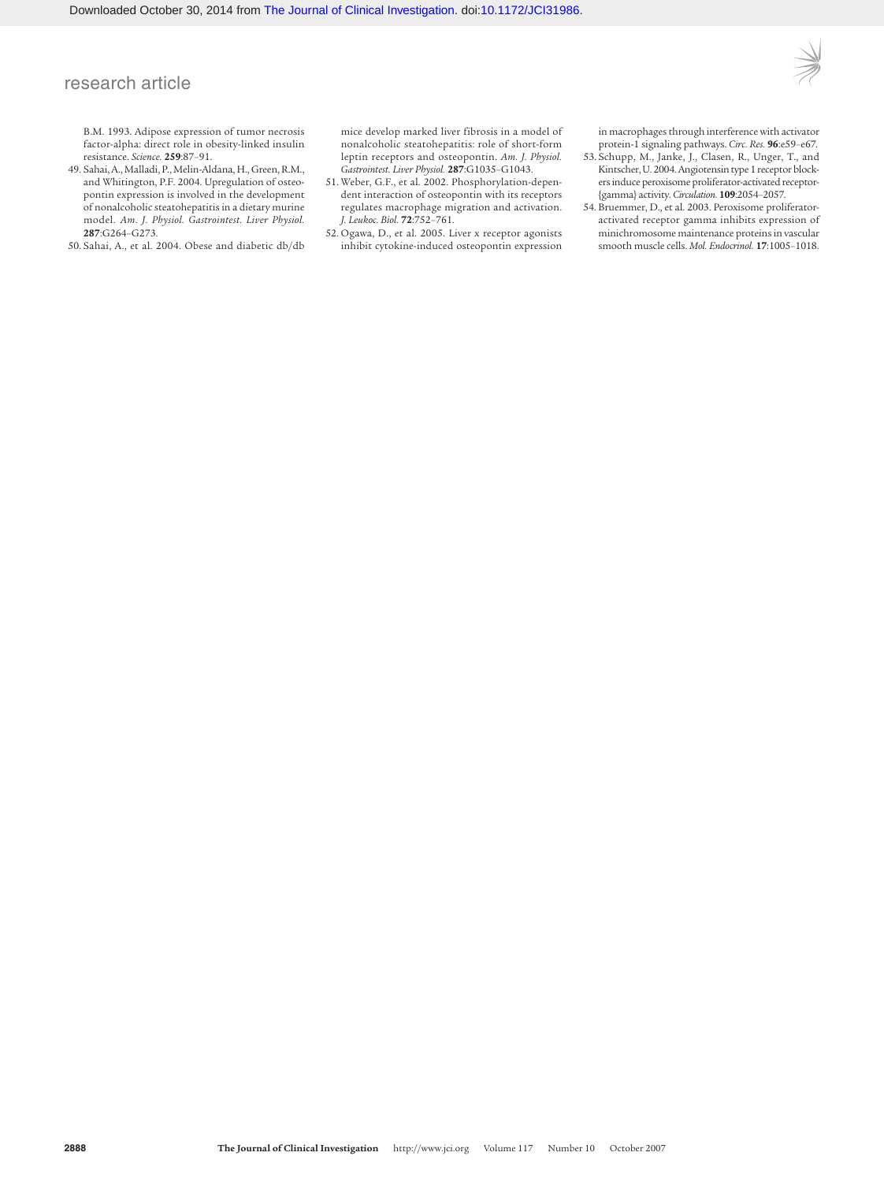B.M. 1993. Adipose expression of tumor necrosis factor-alpha: direct role in obesity-linked insulin resistance. *Science.* **259**:87–91.

49. Sahai, A., Malladi, P., Melin-Aldana, H., Green, R.M., and Whitington, P.F. 2004. Upregulation of osteopontin expression is involved in the development of nonalcoholic steatohepatitis in a dietary murine model. *Am. J. Physiol. Gastrointest. Liver Physiol.* **287**:G264–G273.
50. Sahai, A., et al. 2004. Obese and diabetic db/db mice develop marked liver fibrosis in a model of nonalcoholic steatohepatitis: role of short-form leptin receptors and osteopontin. *Am. J. Physiol. Gastrointest. Liver Physiol.* **287**:G1035–G1043.
51. Weber, G.F., et al. 2002. Phosphorylation-dependent interaction of osteopontin with its receptors regulates macrophage migration and activation. *J. Leukoc. Biol.* **72**:752–761.
52. Ogawa, D., et al. 2005. Liver x receptor agonists inhibit cytokine-induced osteopontin expression in macrophages through interference with activator protein-1 signaling pathways. *Circ. Res.* **96**:e59–e67.
53. Schupp, M., Janke, J., Clasen, R., Unger, T., and Kintscher, U. 2004. Angiotensin type 1 receptor blockers induce peroxisome proliferator-activated receptor-{gamma} activity. *Circulation.* **109**:2054–2057.
54. Bruemmer, D., et al. 2003. Peroxisome proliferator-activated receptor gamma inhibits expression of minichromosome maintenance proteins in vascular smooth muscle cells. *Mol. Endocrinol.* **17**:1005–1018.